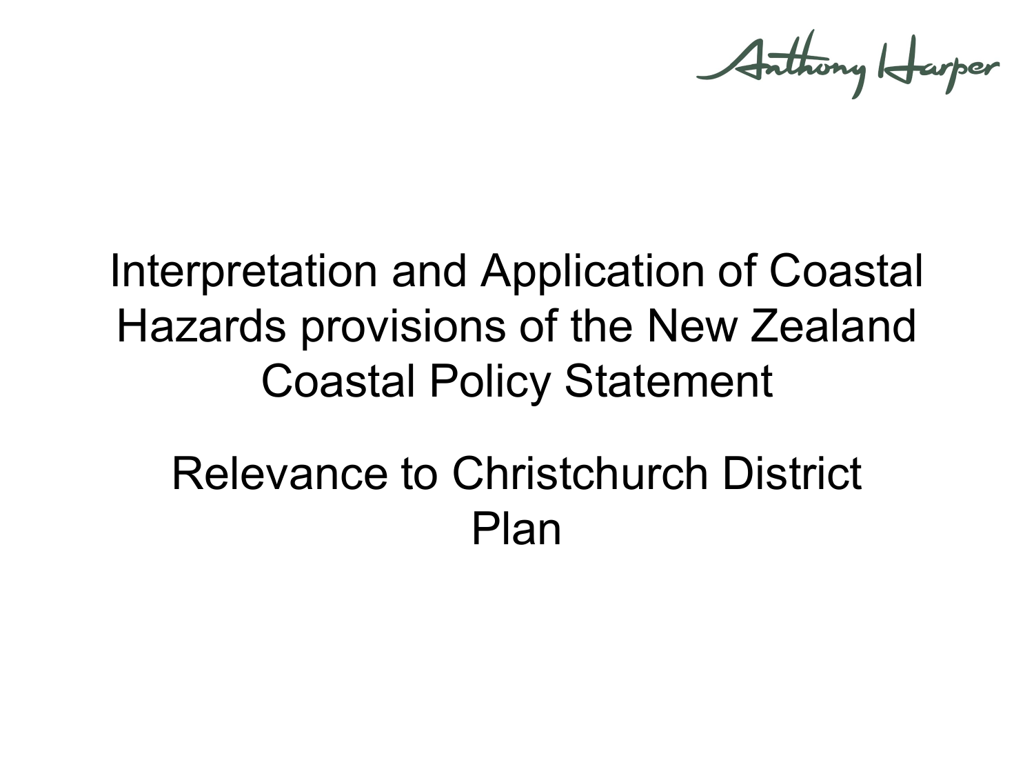Anthony Harper

# Interpretation and Application of Coastal Hazards provisions of the New Zealand Coastal Policy Statement

## Relevance to Christchurch District Plan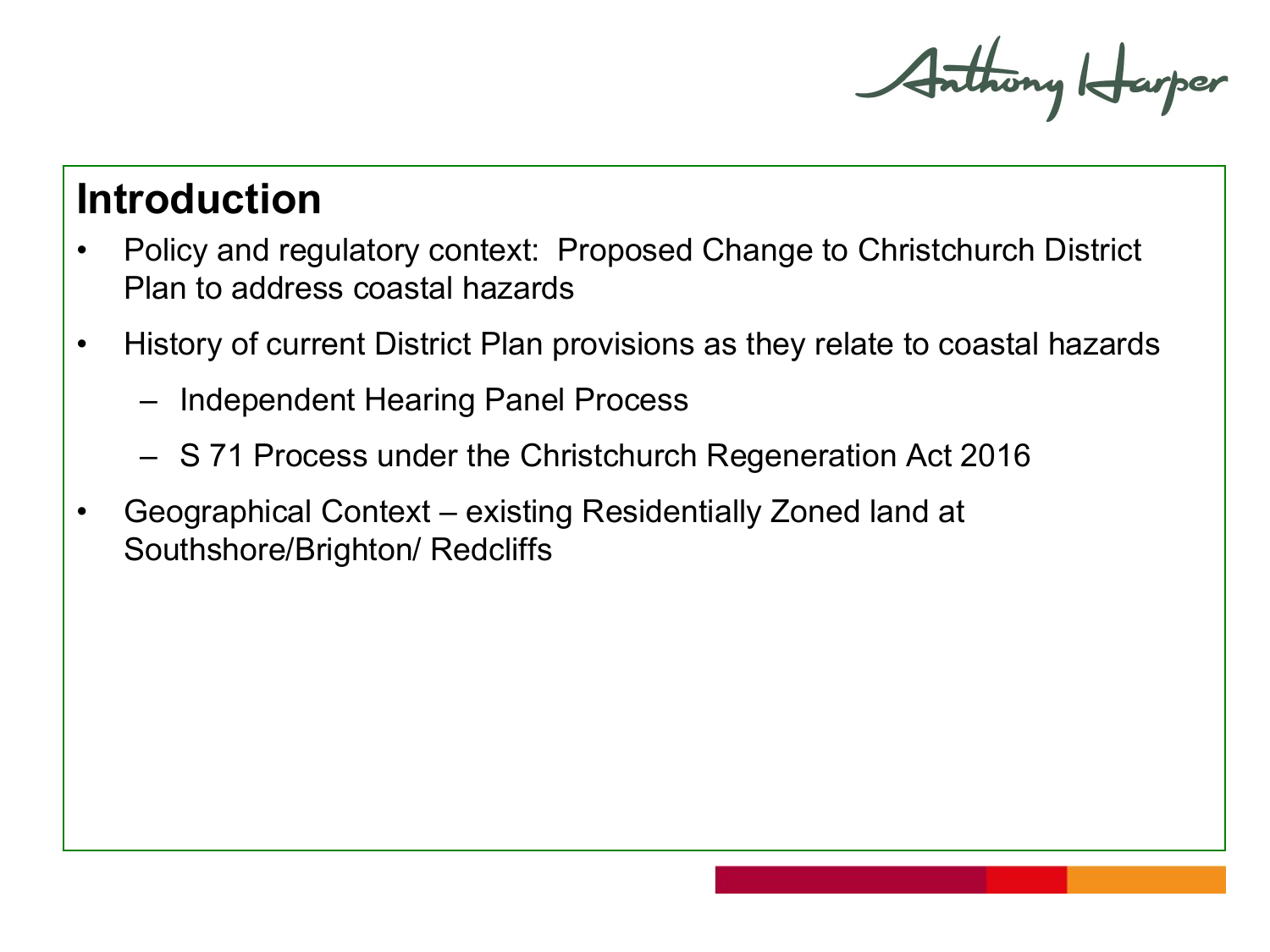## Introduction

- Policy and regulatory context: Proposed Change to Christchurch District Plan to address coastal hazards
- History of current District Plan provisions as they relate to coastal hazards
  - Independent Hearing Panel Process
  - S 71 Process under the Christchurch Regeneration Act 2016
- Geographical Context – existing Residentially Zoned land at Southshore/Brighton/ Redcliffs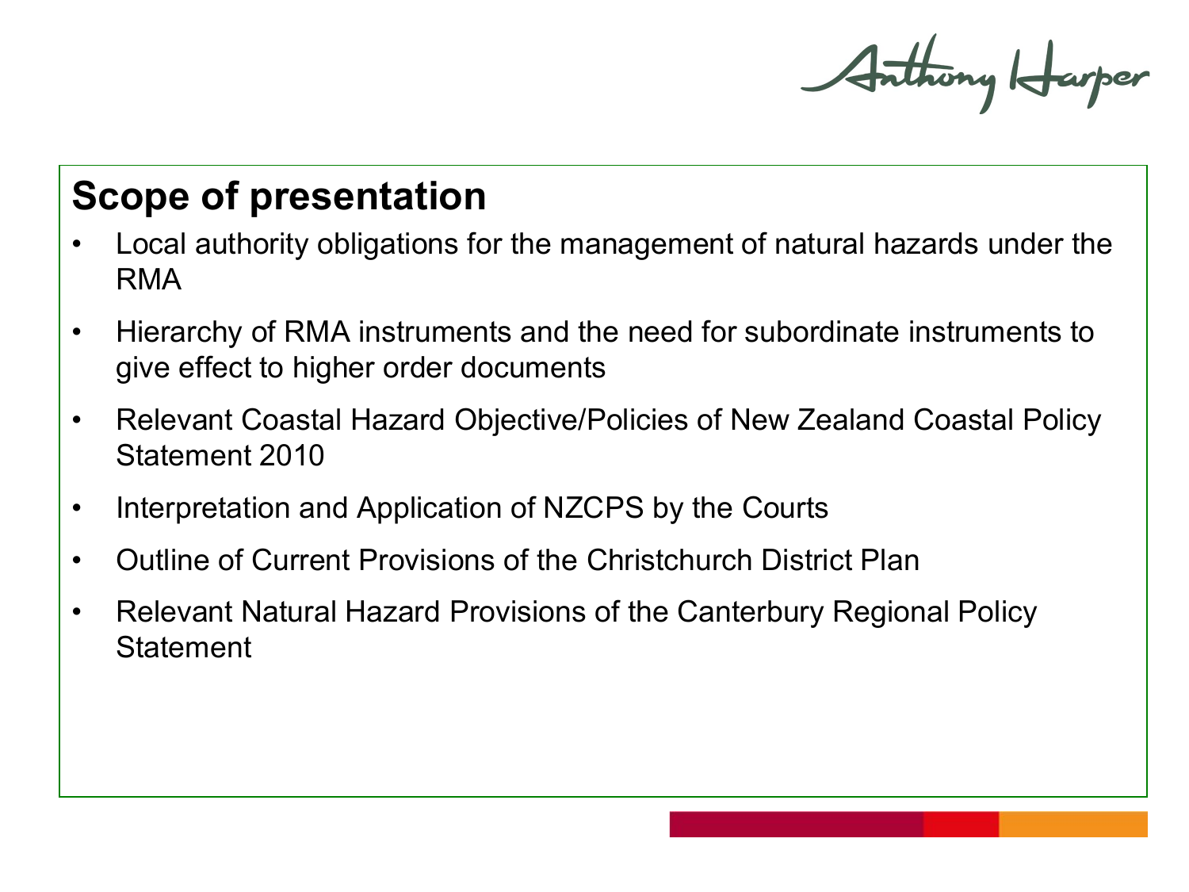## Scope of presentation

- Local authority obligations for the management of natural hazards under the RMA
- Hierarchy of RMA instruments and the need for subordinate instruments to give effect to higher order documents
- Relevant Coastal Hazard Objective/Policies of New Zealand Coastal Policy Statement 2010
- Interpretation and Application of NZCPS by the Courts
- Outline of Current Provisions of the Christchurch District Plan
- Relevant Natural Hazard Provisions of the Canterbury Regional Policy Statement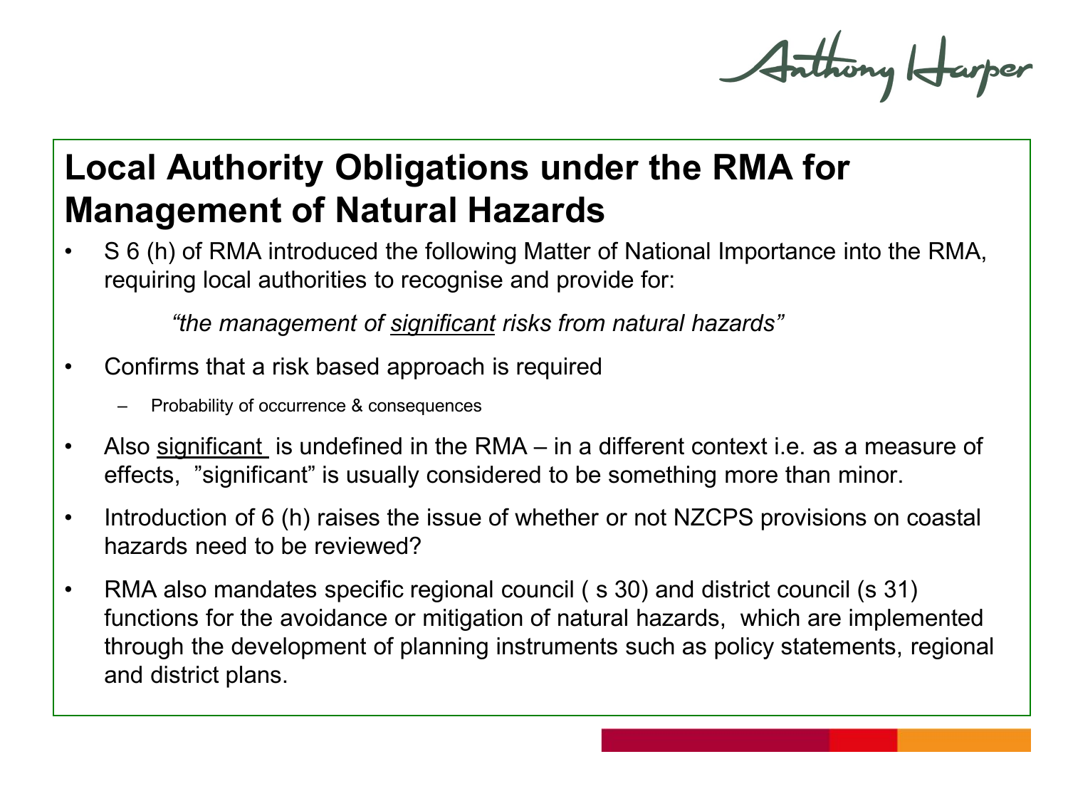# Local Authority Obligations under the RMA for Management of Natural Hazards

- S 6 (h) of RMA introduced the following Matter of National Importance into the RMA, requiring local authorities to recognise and provide for:

  *"the management of significant risks from natural hazards"*

- Confirms that a risk based approach is required
  - Probability of occurrence & consequences
- Also significant is undefined in the RMA – in a different context i.e. as a measure of effects, "significant" is usually considered to be something more than minor.
- Introduction of 6 (h) raises the issue of whether or not NZCPS provisions on coastal hazards need to be reviewed?
- RMA also mandates specific regional council ( s 30) and district council (s 31) functions for the avoidance or mitigation of natural hazards, which are implemented through the development of planning instruments such as policy statements, regional and district plans.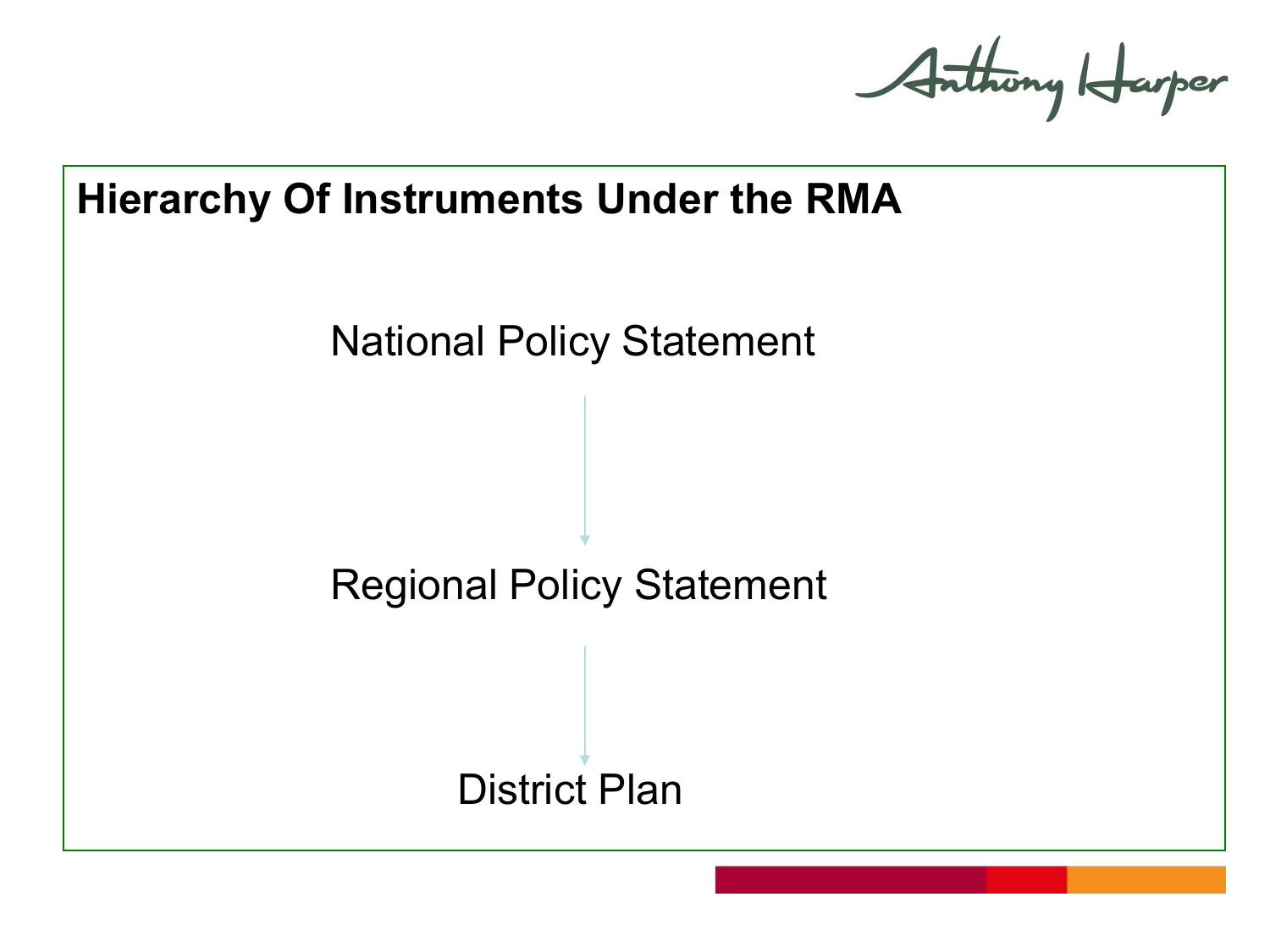## Hierarchy Of Instruments Under the RMA

National Policy Statement

↓

Regional Policy Statement

↓

District Plan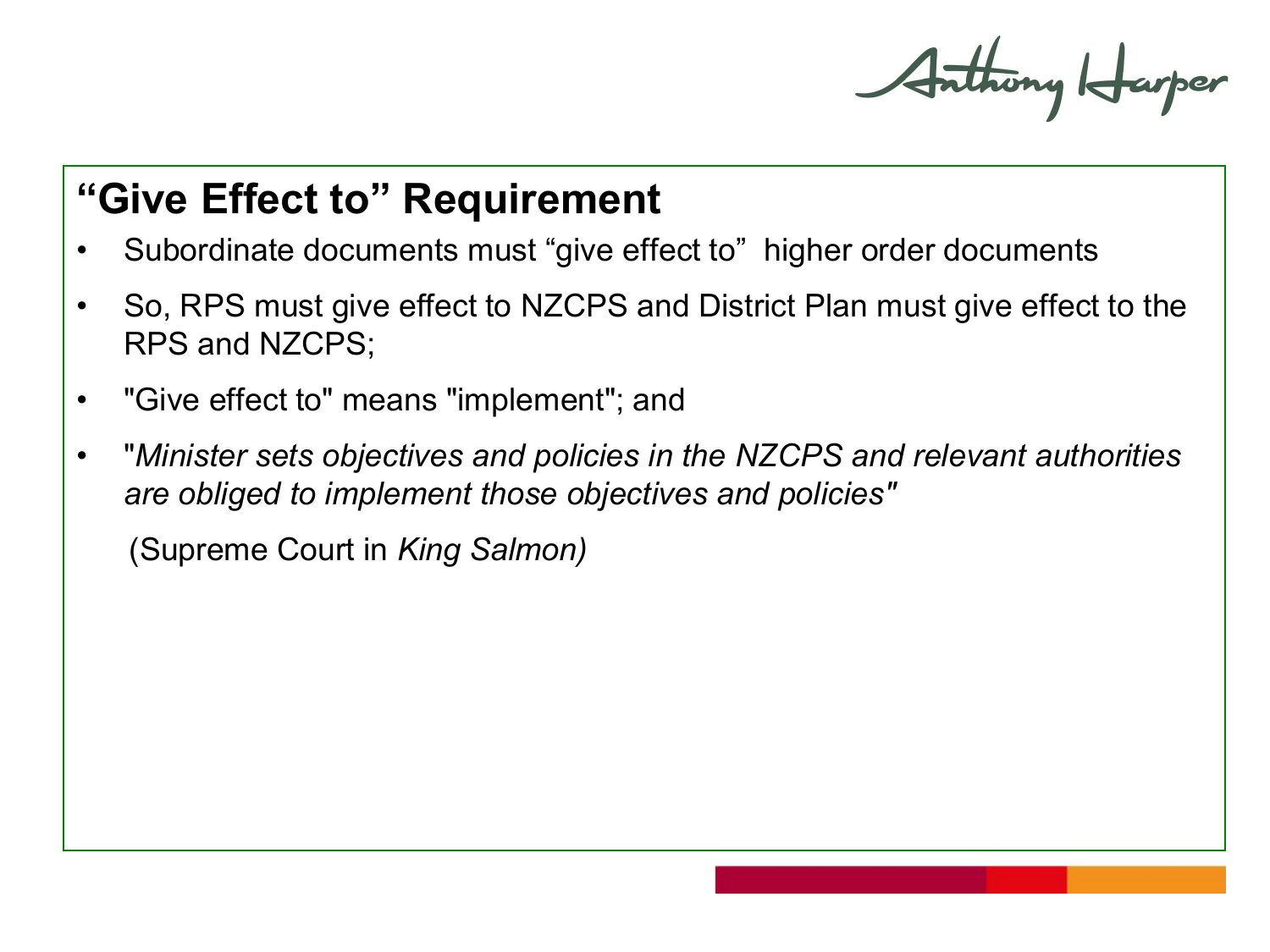## “Give Effect to” Requirement

- Subordinate documents must “give effect to” higher order documents
- So, RPS must give effect to NZCPS and District Plan must give effect to the RPS and NZCPS;
- "Give effect to" means "implement"; and
- "*Minister sets objectives and policies in the NZCPS and relevant authorities are obliged to implement those objectives and policies*"

  (Supreme Court in *King Salmon)*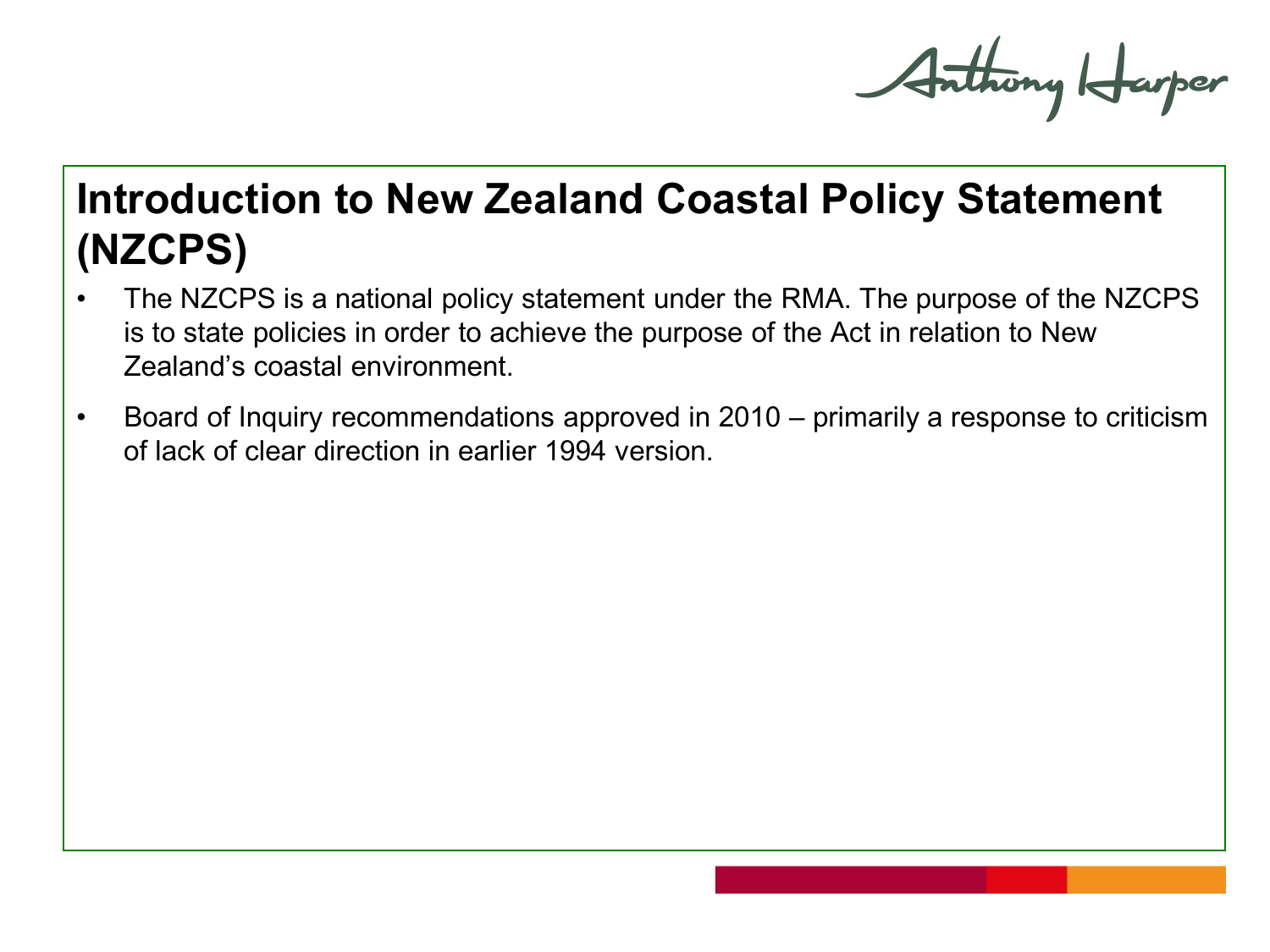# Introduction to New Zealand Coastal Policy Statement (NZCPS)

- The NZCPS is a national policy statement under the RMA. The purpose of the NZCPS is to state policies in order to achieve the purpose of the Act in relation to New Zealand's coastal environment.
- Board of Inquiry recommendations approved in 2010 – primarily a response to criticism of lack of clear direction in earlier 1994 version.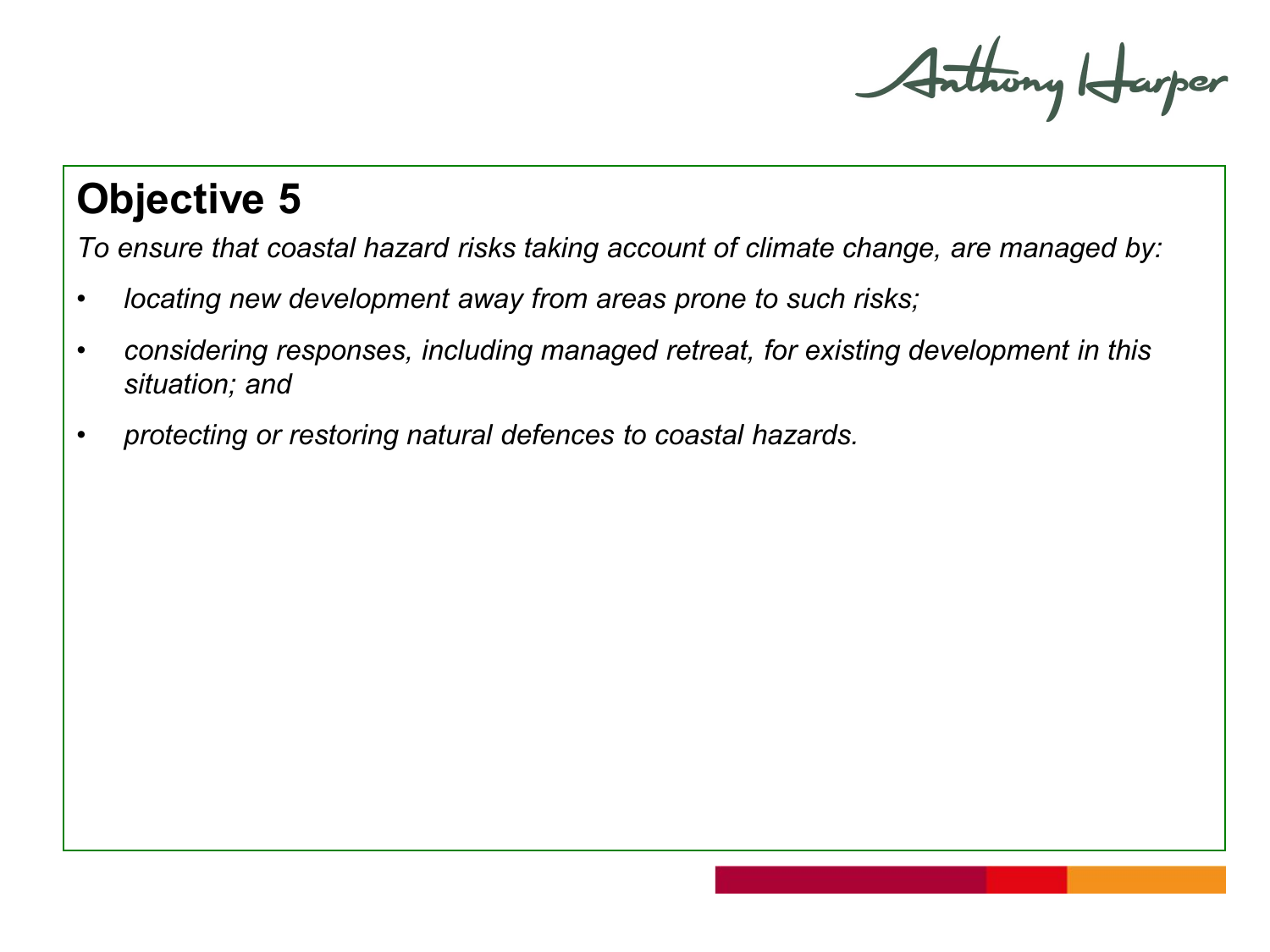# Objective 5

*To ensure that coastal hazard risks taking account of climate change, are managed by:*

- *locating new development away from areas prone to such risks;*
- *considering responses, including managed retreat, for existing development in this situation; and*
- *protecting or restoring natural defences to coastal hazards.*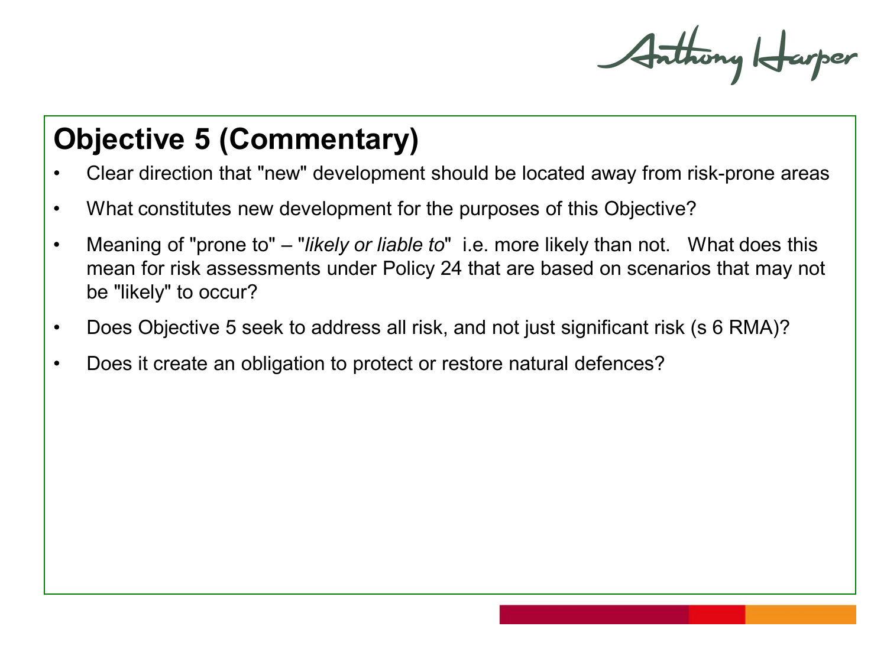## Objective 5 (Commentary)

- Clear direction that "new" development should be located away from risk-prone areas
- What constitutes new development for the purposes of this Objective?
- Meaning of "prone to" – "*likely or liable to*" i.e. more likely than not. What does this mean for risk assessments under Policy 24 that are based on scenarios that may not be "likely" to occur?
- Does Objective 5 seek to address all risk, and not just significant risk (s 6 RMA)?
- Does it create an obligation to protect or restore natural defences?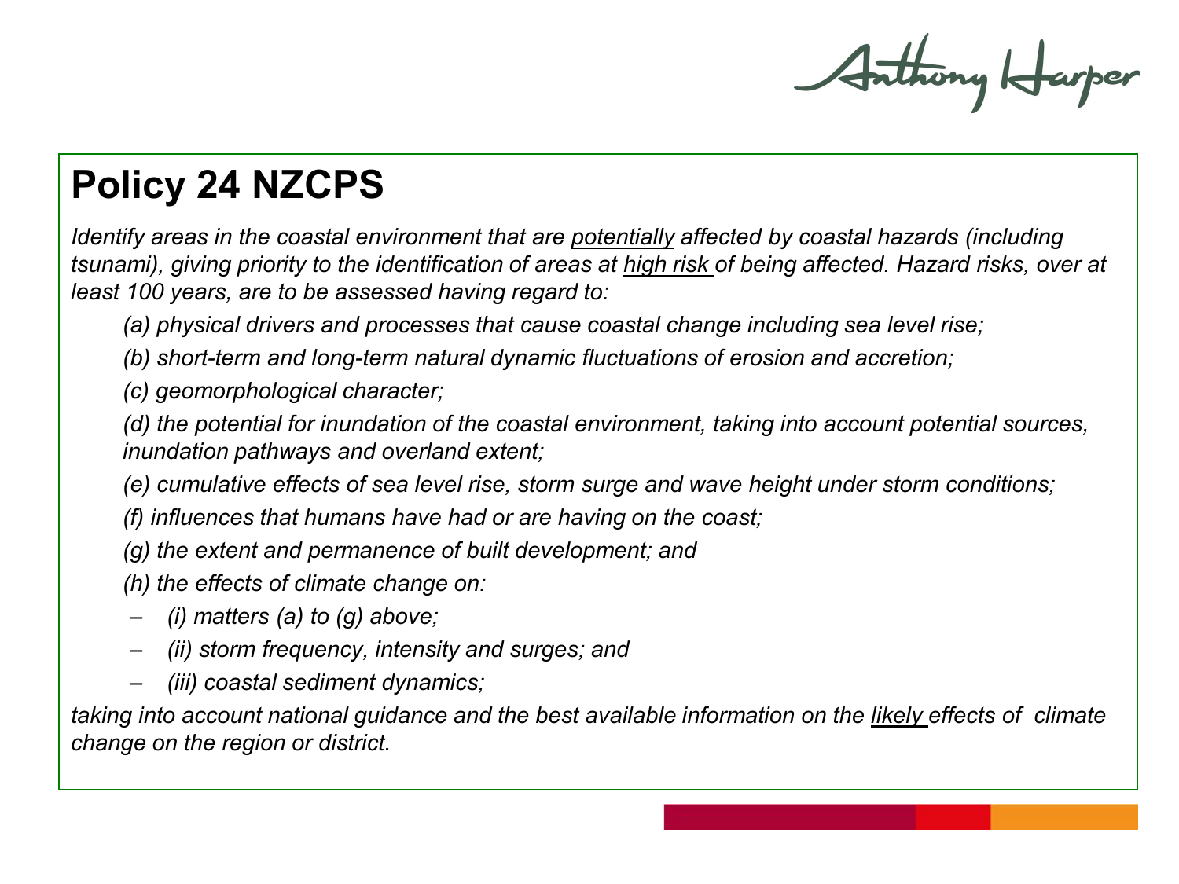## Policy 24 NZCPS

*Identify areas in the coastal environment that are <u>potentially</u> affected by coastal hazards (including tsunami), giving priority to the identification of areas at <u>high risk</u> of being affected. Hazard risks, over at least 100 years, are to be assessed having regard to:*

> *(a) physical drivers and processes that cause coastal change including sea level rise;*
>
> *(b) short-term and long-term natural dynamic fluctuations of erosion and accretion;*
>
> *(c) geomorphological character;*
>
> *(d) the potential for inundation of the coastal environment, taking into account potential sources, inundation pathways and overland extent;*
>
> *(e) cumulative effects of sea level rise, storm surge and wave height under storm conditions;*
>
> *(f) influences that humans have had or are having on the coast;*
>
> *(g) the extent and permanence of built development; and*
>
> *(h) the effects of climate change on:*
>
> – *(i) matters (a) to (g) above;*
>
> – *(ii) storm frequency, intensity and surges; and*
>
> – *(iii) coastal sediment dynamics;*

*taking into account national guidance and the best available information on the <u>likely</u> effects of climate change on the region or district.*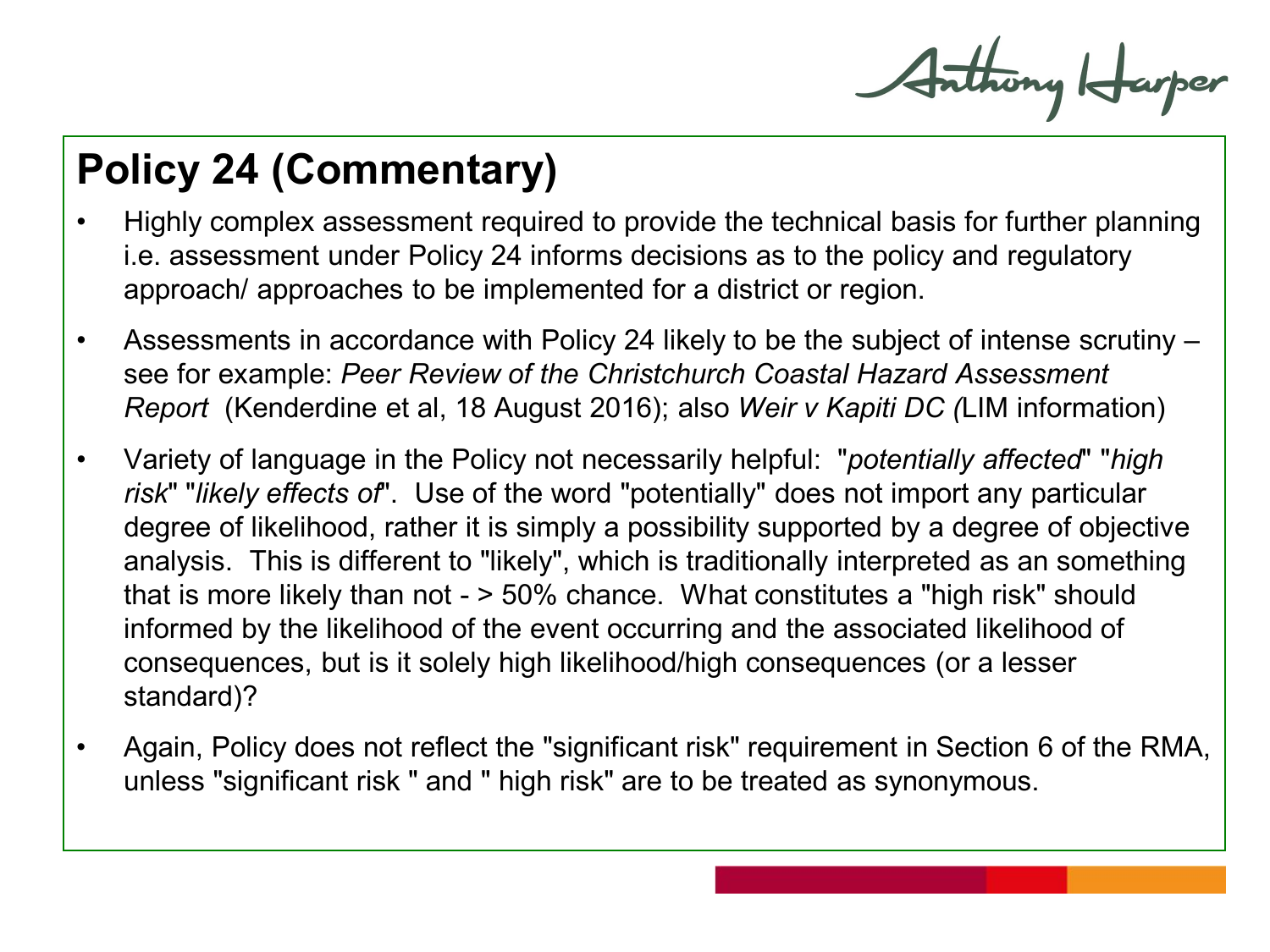# Policy 24 (Commentary)

- Highly complex assessment required to provide the technical basis for further planning i.e. assessment under Policy 24 informs decisions as to the policy and regulatory approach/ approaches to be implemented for a district or region.
- Assessments in accordance with Policy 24 likely to be the subject of intense scrutiny – see for example: *Peer Review of the Christchurch Coastal Hazard Assessment Report* (Kenderdine et al, 18 August 2016); also *Weir v Kapiti DC (*LIM information)
- Variety of language in the Policy not necessarily helpful: "*potentially affected*" "*high risk*" "*likely effects of*". Use of the word "potentially" does not import any particular degree of likelihood, rather it is simply a possibility supported by a degree of objective analysis. This is different to "likely", which is traditionally interpreted as an something that is more likely than not - > 50% chance. What constitutes a "high risk" should informed by the likelihood of the event occurring and the associated likelihood of consequences, but is it solely high likelihood/high consequences (or a lesser standard)?
- Again, Policy does not reflect the "significant risk" requirement in Section 6 of the RMA, unless "significant risk " and " high risk" are to be treated as synonymous.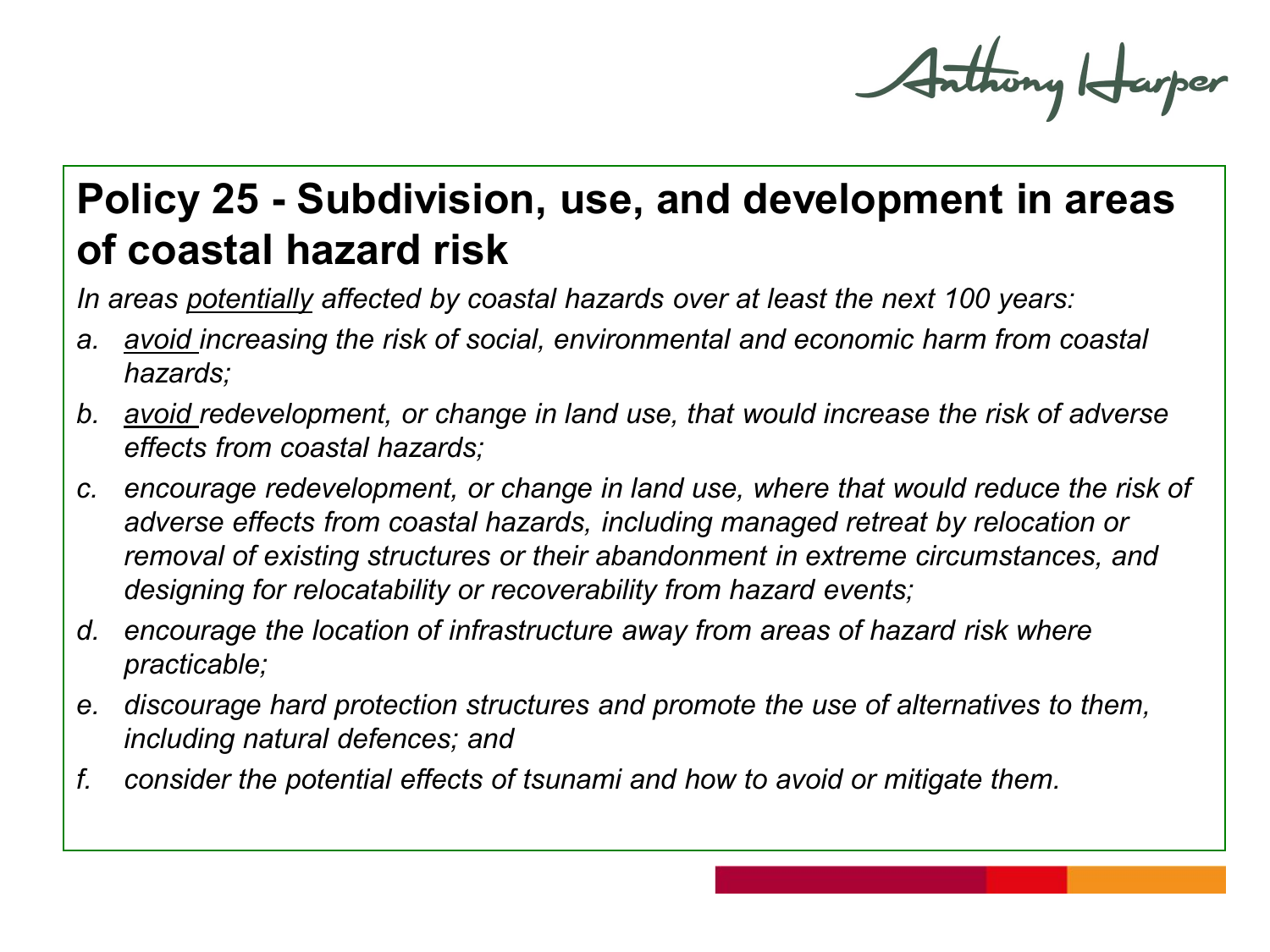## Policy 25 - Subdivision, use, and development in areas of coastal hazard risk

*In areas <u>potentially</u> affected by coastal hazards over at least the next 100 years:*

*a. <u>avoid</u> increasing the risk of social, environmental and economic harm from coastal hazards;*

*b. <u>avoid</u> redevelopment, or change in land use, that would increase the risk of adverse effects from coastal hazards;*

*c. encourage redevelopment, or change in land use, where that would reduce the risk of adverse effects from coastal hazards, including managed retreat by relocation or removal of existing structures or their abandonment in extreme circumstances, and designing for relocatability or recoverability from hazard events;*

*d. encourage the location of infrastructure away from areas of hazard risk where practicable;*

*e. discourage hard protection structures and promote the use of alternatives to them, including natural defences; and*

*f. consider the potential effects of tsunami and how to avoid or mitigate them.*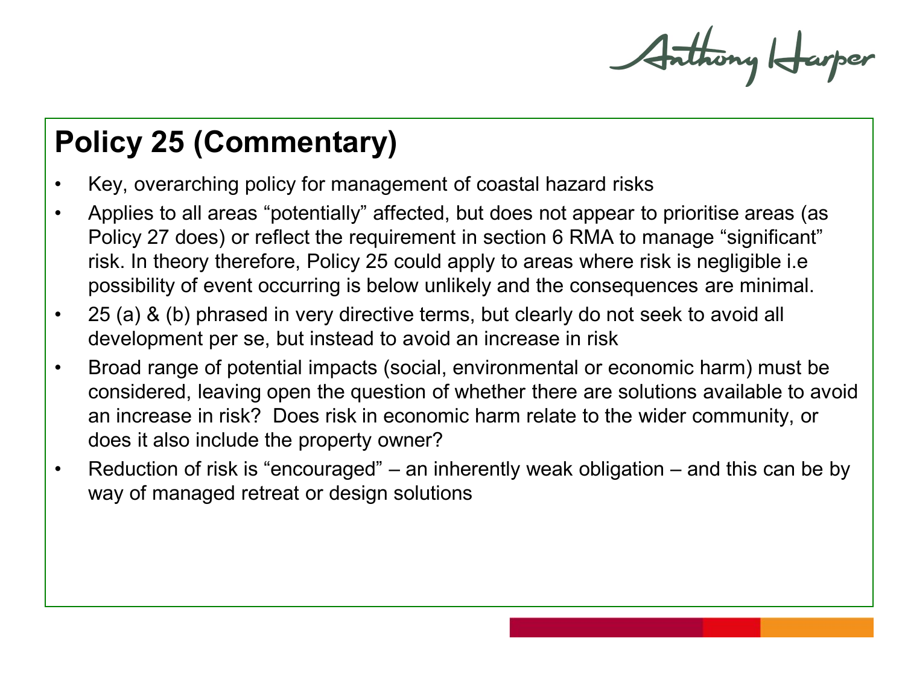## Policy 25 (Commentary)

- Key, overarching policy for management of coastal hazard risks
- Applies to all areas "potentially" affected, but does not appear to prioritise areas (as Policy 27 does) or reflect the requirement in section 6 RMA to manage "significant" risk. In theory therefore, Policy 25 could apply to areas where risk is negligible i.e possibility of event occurring is below unlikely and the consequences are minimal.
- 25 (a) & (b) phrased in very directive terms, but clearly do not seek to avoid all development per se, but instead to avoid an increase in risk
- Broad range of potential impacts (social, environmental or economic harm) must be considered, leaving open the question of whether there are solutions available to avoid an increase in risk? Does risk in economic harm relate to the wider community, or does it also include the property owner?
- Reduction of risk is "encouraged" – an inherently weak obligation – and this can be by way of managed retreat or design solutions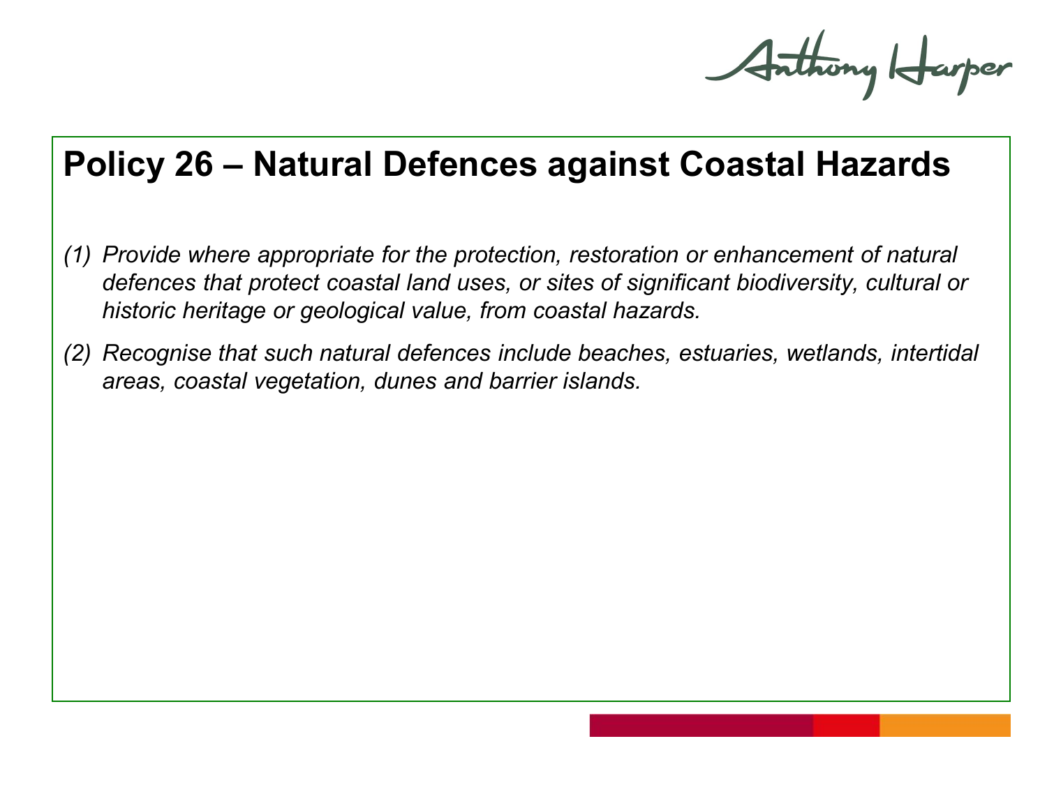# Policy 26 – Natural Defences against Coastal Hazards

*(1) Provide where appropriate for the protection, restoration or enhancement of natural defences that protect coastal land uses, or sites of significant biodiversity, cultural or historic heritage or geological value, from coastal hazards.*

*(2) Recognise that such natural defences include beaches, estuaries, wetlands, intertidal areas, coastal vegetation, dunes and barrier islands.*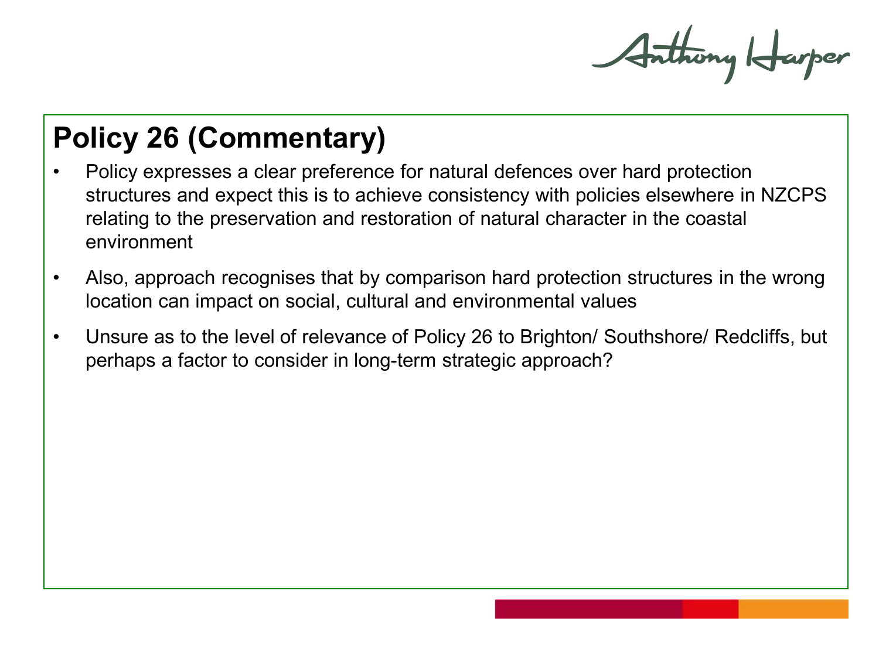## Policy 26 (Commentary)

- Policy expresses a clear preference for natural defences over hard protection structures and expect this is to achieve consistency with policies elsewhere in NZCPS relating to the preservation and restoration of natural character in the coastal environment
- Also, approach recognises that by comparison hard protection structures in the wrong location can impact on social, cultural and environmental values
- Unsure as to the level of relevance of Policy 26 to Brighton/ Southshore/ Redcliffs, but perhaps a factor to consider in long-term strategic approach?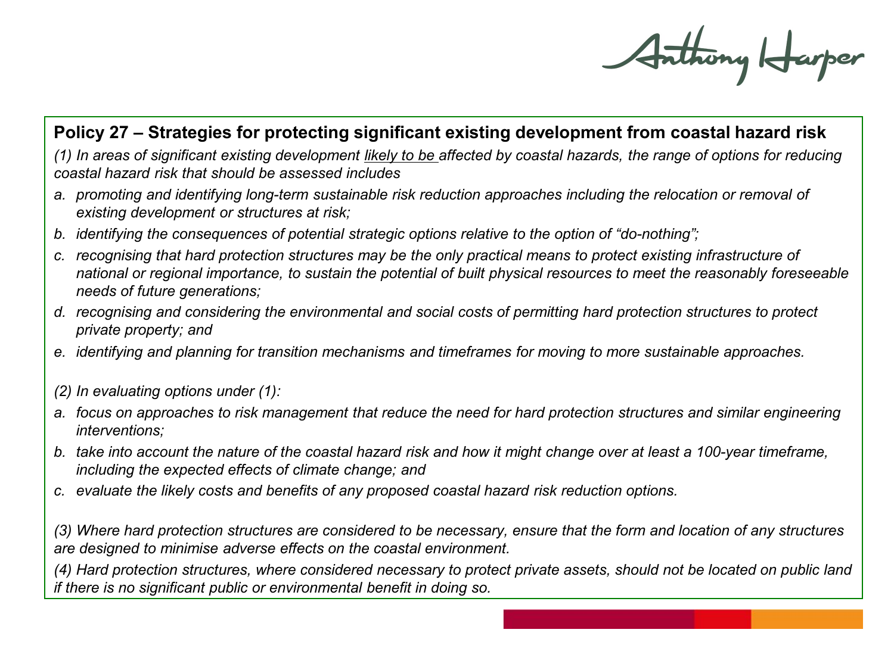**Policy 27 – Strategies for protecting significant existing development from coastal hazard risk**

*(1) In areas of significant existing development <u>likely to be</u> affected by coastal hazards, the range of options for reducing coastal hazard risk that should be assessed includes*

*a. promoting and identifying long-term sustainable risk reduction approaches including the relocation or removal of existing development or structures at risk;*

*b. identifying the consequences of potential strategic options relative to the option of "do-nothing";*

*c. recognising that hard protection structures may be the only practical means to protect existing infrastructure of national or regional importance, to sustain the potential of built physical resources to meet the reasonably foreseeable needs of future generations;*

*d. recognising and considering the environmental and social costs of permitting hard protection structures to protect private property; and*

*e. identifying and planning for transition mechanisms and timeframes for moving to more sustainable approaches.*

*(2) In evaluating options under (1):*

*a. focus on approaches to risk management that reduce the need for hard protection structures and similar engineering interventions;*

*b. take into account the nature of the coastal hazard risk and how it might change over at least a 100-year timeframe, including the expected effects of climate change; and*

*c. evaluate the likely costs and benefits of any proposed coastal hazard risk reduction options.*

*(3) Where hard protection structures are considered to be necessary, ensure that the form and location of any structures are designed to minimise adverse effects on the coastal environment.*

*(4) Hard protection structures, where considered necessary to protect private assets, should not be located on public land if there is no significant public or environmental benefit in doing so.*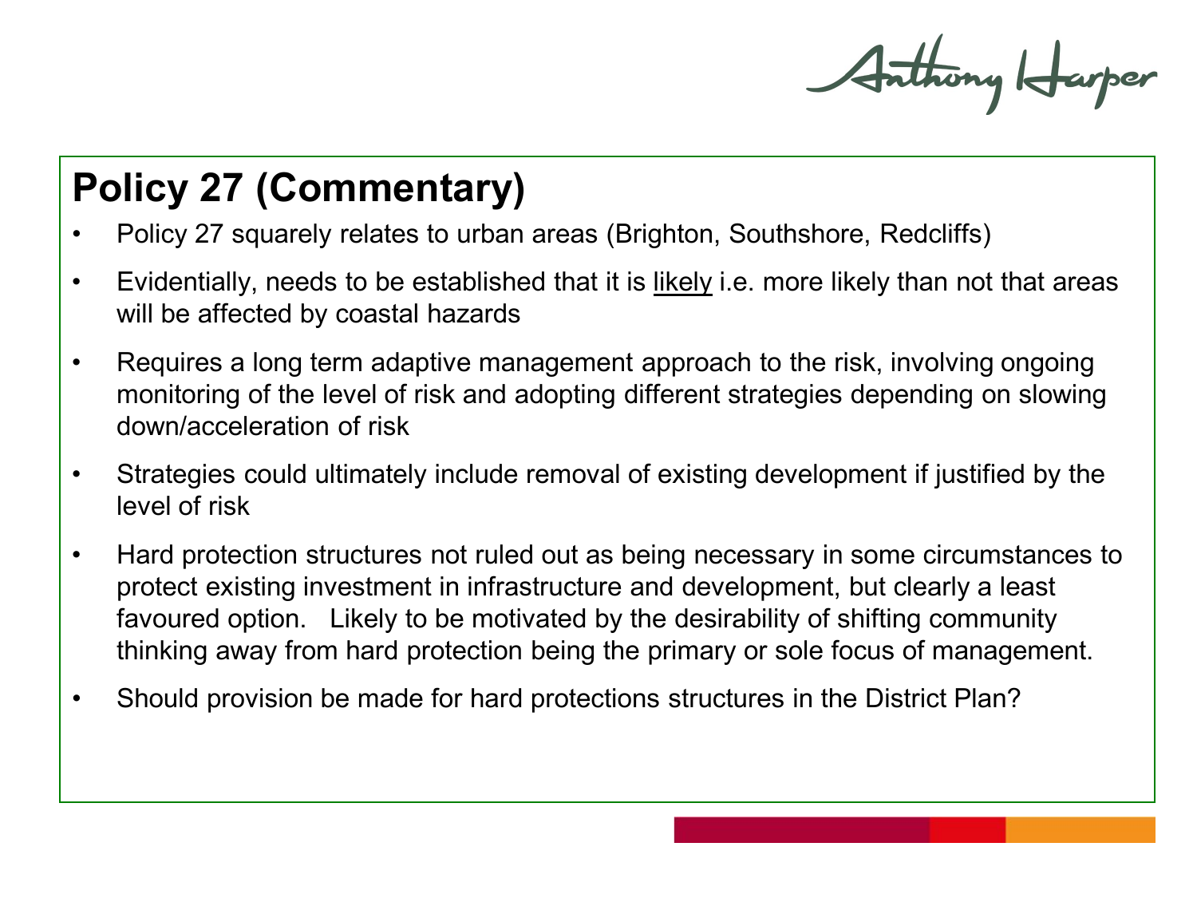## Policy 27 (Commentary)

- Policy 27 squarely relates to urban areas (Brighton, Southshore, Redcliffs)
- Evidentially, needs to be established that it is <u>likely</u> i.e. more likely than not that areas will be affected by coastal hazards
- Requires a long term adaptive management approach to the risk, involving ongoing monitoring of the level of risk and adopting different strategies depending on slowing down/acceleration of risk
- Strategies could ultimately include removal of existing development if justified by the level of risk
- Hard protection structures not ruled out as being necessary in some circumstances to protect existing investment in infrastructure and development, but clearly a least favoured option. Likely to be motivated by the desirability of shifting community thinking away from hard protection being the primary or sole focus of management.
- Should provision be made for hard protections structures in the District Plan?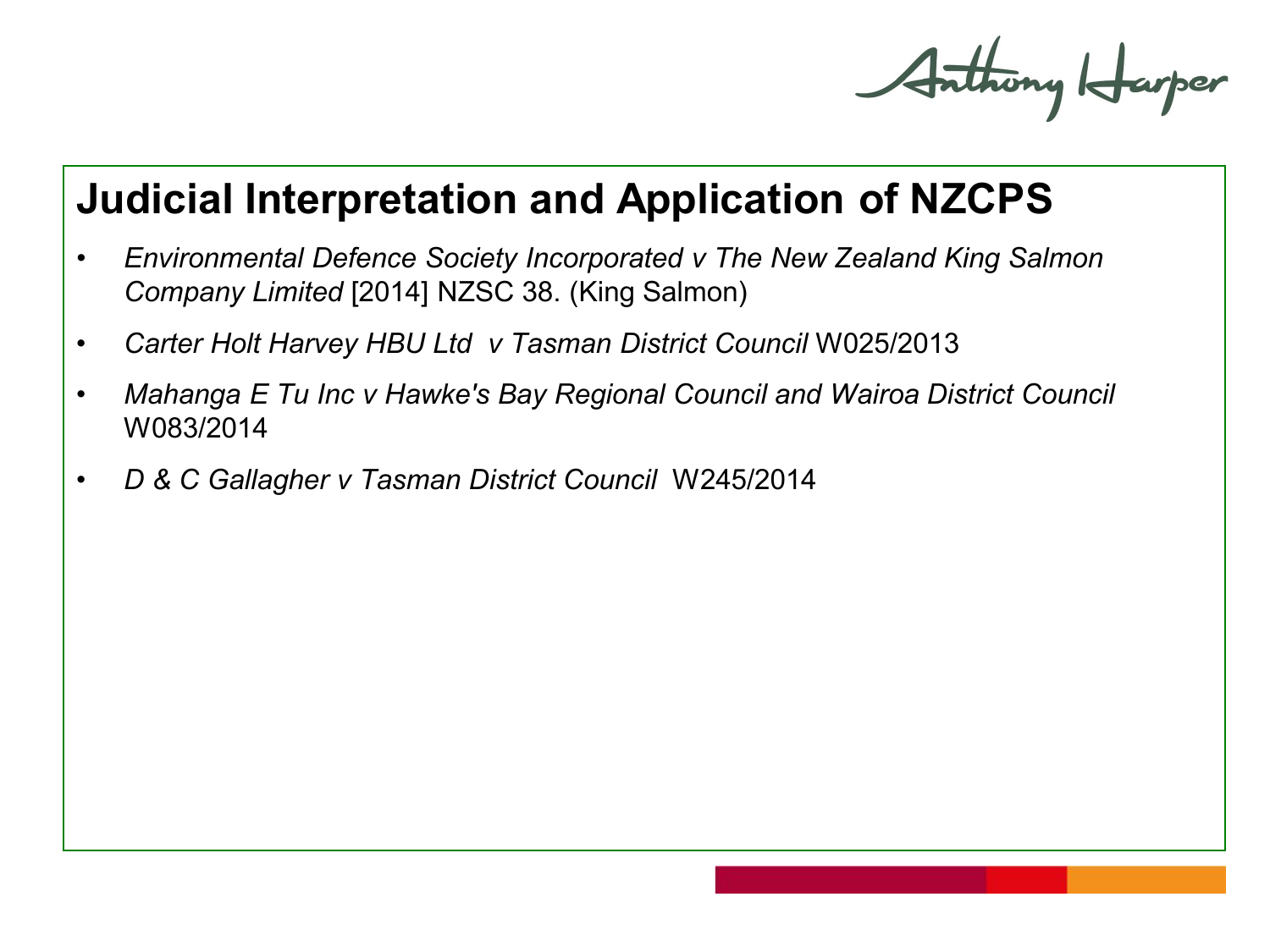# Judicial Interpretation and Application of NZCPS

- *Environmental Defence Society Incorporated v The New Zealand King Salmon Company Limited* [2014] NZSC 38. (King Salmon)
- *Carter Holt Harvey HBU Ltd v Tasman District Council* W025/2013
- *Mahanga E Tu Inc v Hawke's Bay Regional Council and Wairoa District Council* W083/2014
- *D & C Gallagher v Tasman District Council* W245/2014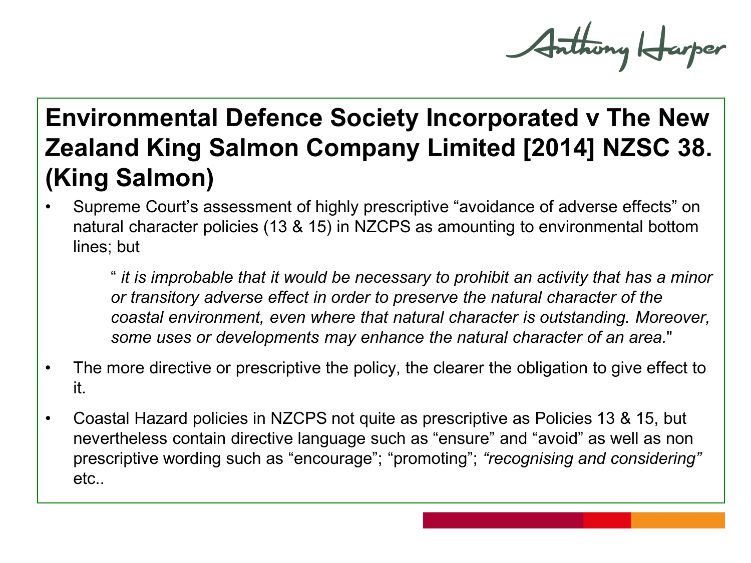# Environmental Defence Society Incorporated v The New Zealand King Salmon Company Limited [2014] NZSC 38. (King Salmon)

- Supreme Court's assessment of highly prescriptive "avoidance of adverse effects" on natural character policies (13 & 15) in NZCPS as amounting to environmental bottom lines; but

  > " *it is improbable that it would be necessary to prohibit an activity that has a minor or transitory adverse effect in order to preserve the natural character of the coastal environment, even where that natural character is outstanding. Moreover, some uses or developments may enhance the natural character of an area.*"

- The more directive or prescriptive the policy, the clearer the obligation to give effect to it.
- Coastal Hazard policies in NZCPS not quite as prescriptive as Policies 13 & 15, but nevertheless contain directive language such as "ensure" and "avoid" as well as non prescriptive wording such as "encourage"; "promoting"; *"recognising and considering"* etc..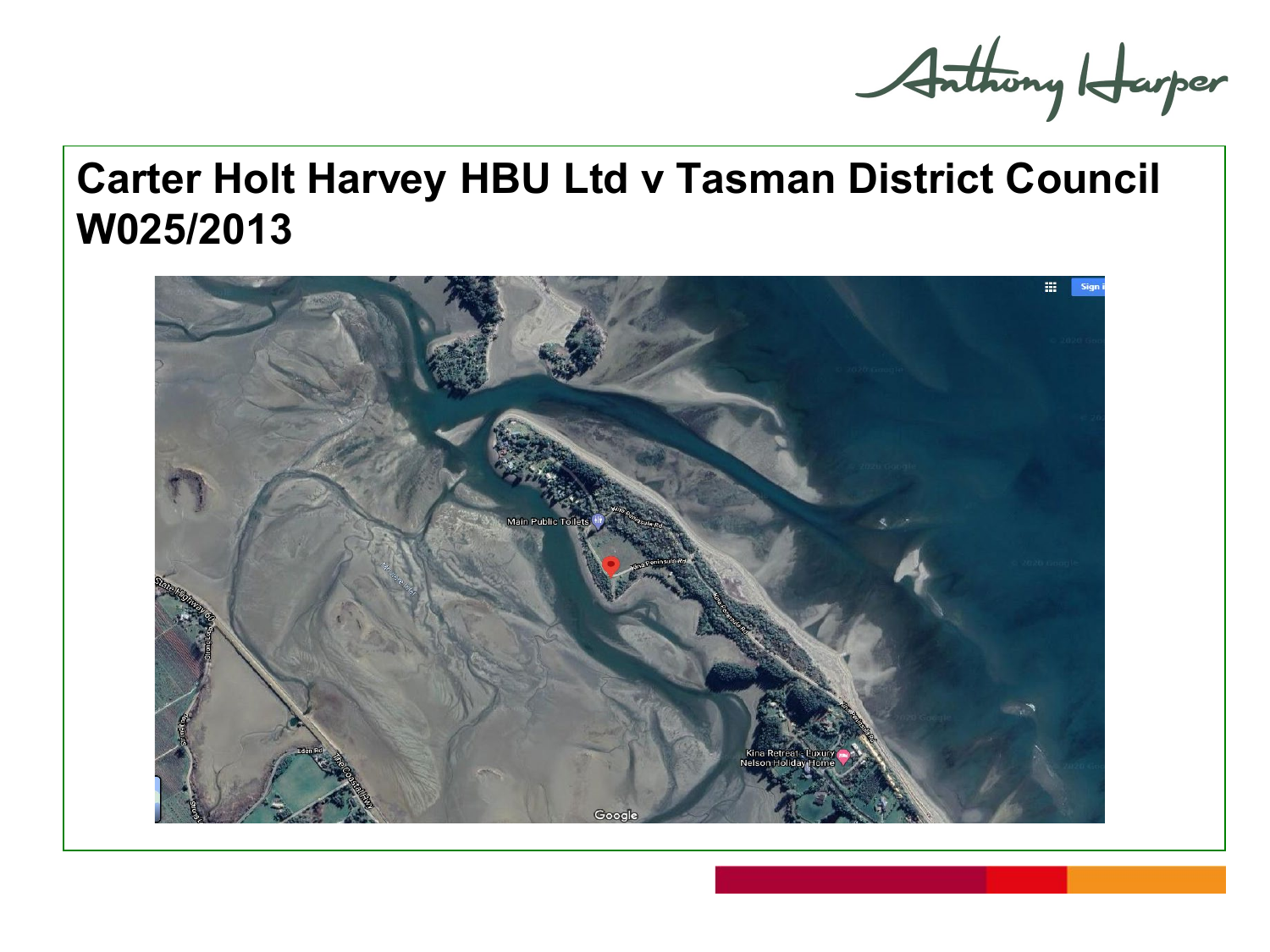# Carter Holt Harvey HBU Ltd v Tasman District Council W025/2013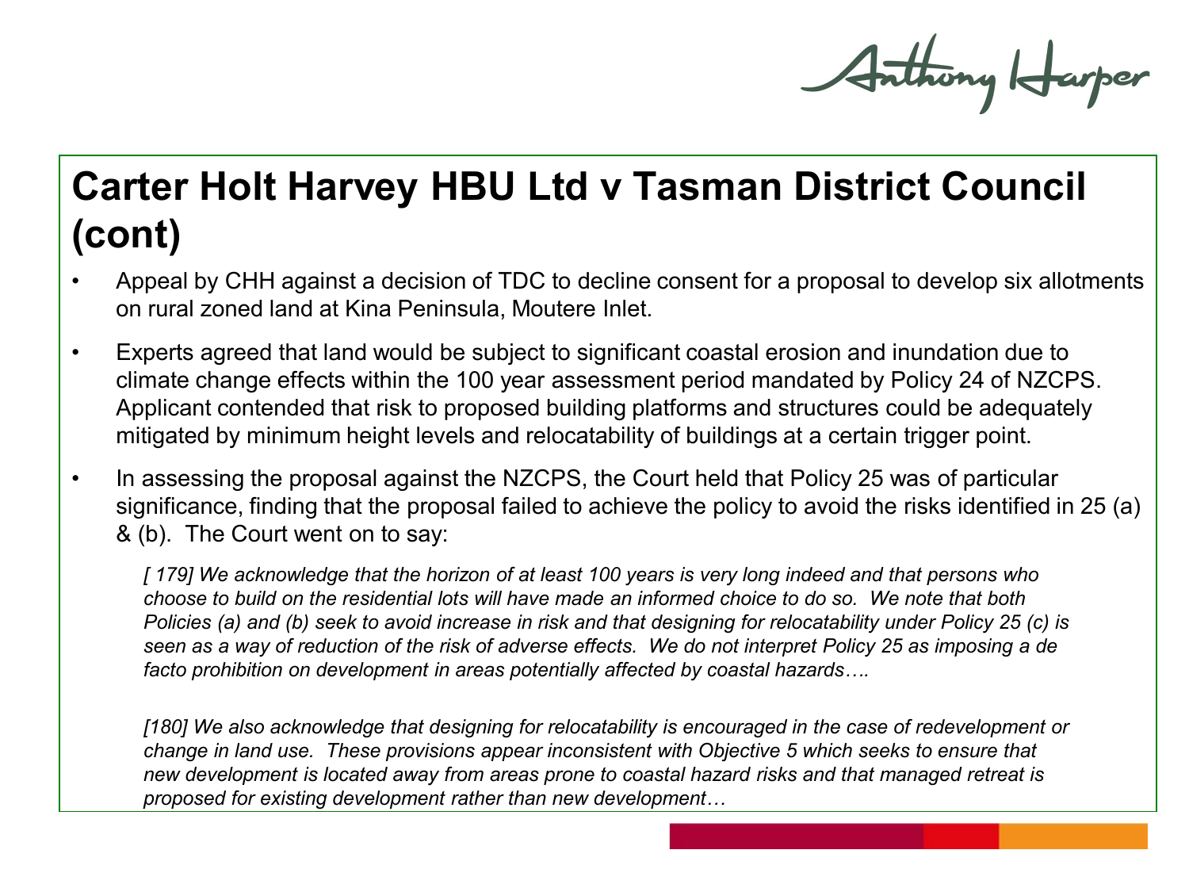# Carter Holt Harvey HBU Ltd v Tasman District Council (cont)

- Appeal by CHH against a decision of TDC to decline consent for a proposal to develop six allotments on rural zoned land at Kina Peninsula, Moutere Inlet.
- Experts agreed that land would be subject to significant coastal erosion and inundation due to climate change effects within the 100 year assessment period mandated by Policy 24 of NZCPS. Applicant contended that risk to proposed building platforms and structures could be adequately mitigated by minimum height levels and relocatability of buildings at a certain trigger point.
- In assessing the proposal against the NZCPS, the Court held that Policy 25 was of particular significance, finding that the proposal failed to achieve the policy to avoid the risks identified in 25 (a) & (b). The Court went on to say:

  *[ 179] We acknowledge that the horizon of at least 100 years is very long indeed and that persons who choose to build on the residential lots will have made an informed choice to do so. We note that both Policies (a) and (b) seek to avoid increase in risk and that designing for relocatability under Policy 25 (c) is seen as a way of reduction of the risk of adverse effects. We do not interpret Policy 25 as imposing a de facto prohibition on development in areas potentially affected by coastal hazards….*

  *[180] We also acknowledge that designing for relocatability is encouraged in the case of redevelopment or change in land use. These provisions appear inconsistent with Objective 5 which seeks to ensure that new development is located away from areas prone to coastal hazard risks and that managed retreat is proposed for existing development rather than new development…*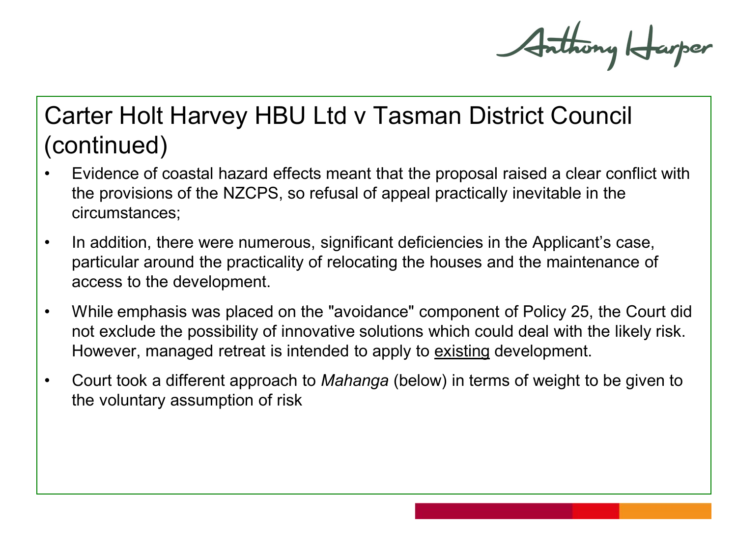# Carter Holt Harvey HBU Ltd v Tasman District Council (continued)

- Evidence of coastal hazard effects meant that the proposal raised a clear conflict with the provisions of the NZCPS, so refusal of appeal practically inevitable in the circumstances;
- In addition, there were numerous, significant deficiencies in the Applicant's case, particular around the practicality of relocating the houses and the maintenance of access to the development.
- While emphasis was placed on the "avoidance" component of Policy 25, the Court did not exclude the possibility of innovative solutions which could deal with the likely risk. However, managed retreat is intended to apply to <u>existing</u> development.
- Court took a different approach to *Mahanga* (below) in terms of weight to be given to the voluntary assumption of risk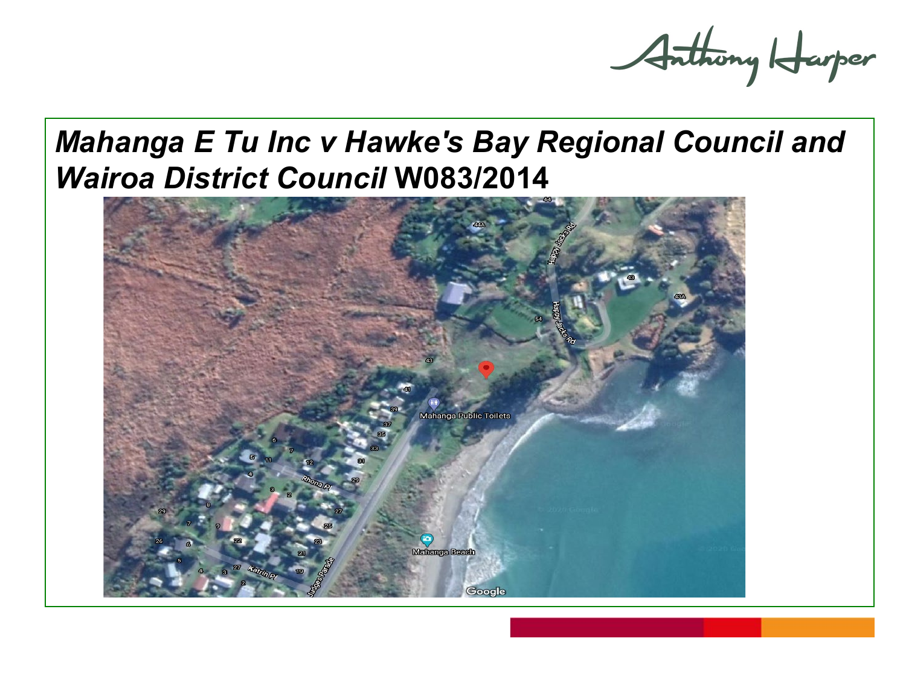# *Mahanga E Tu Inc v Hawke's Bay Regional Council and Wairoa District Council* W083/2014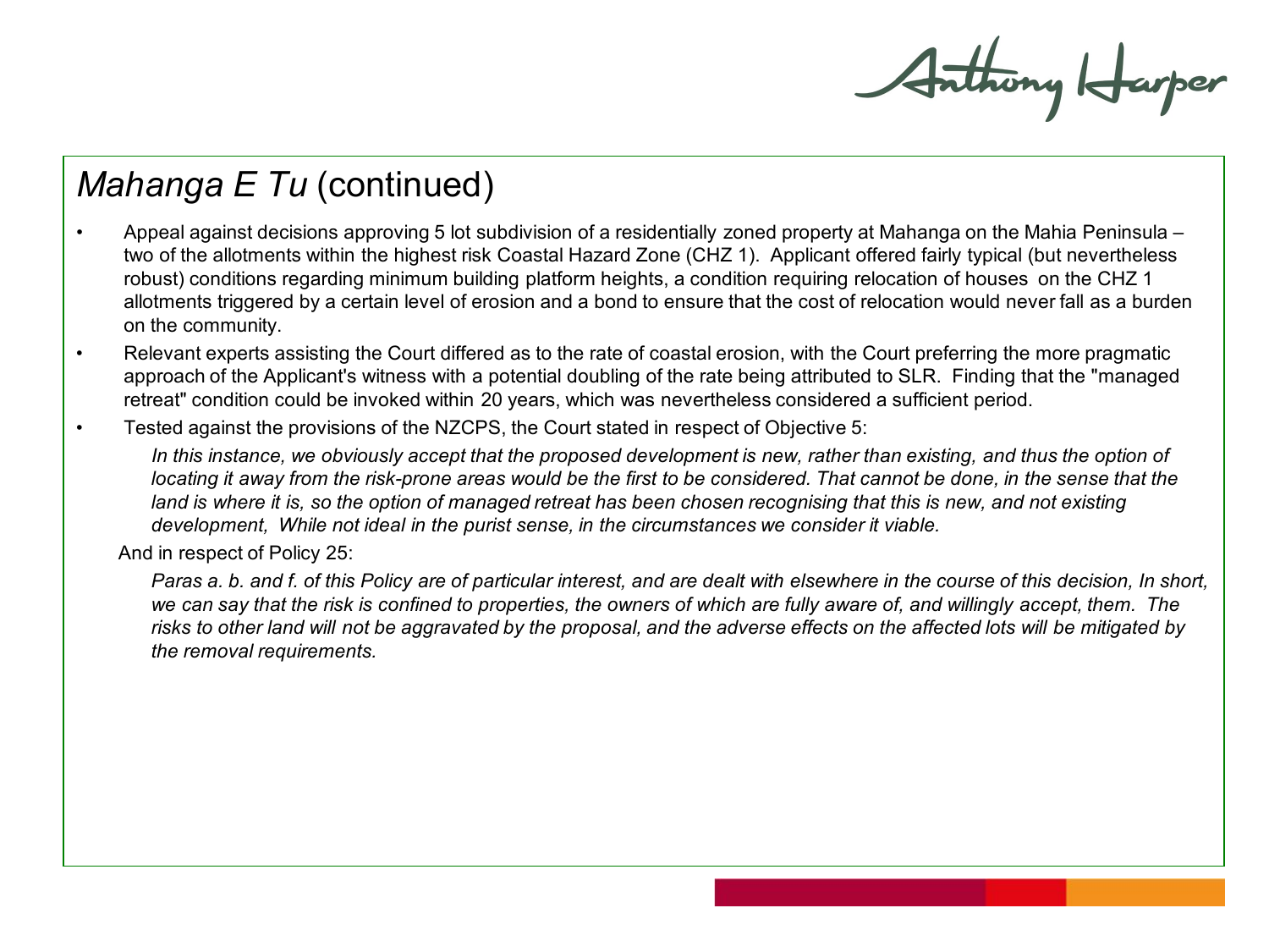# *Mahanga E Tu* (continued)

- Appeal against decisions approving 5 lot subdivision of a residentially zoned property at Mahanga on the Mahia Peninsula – two of the allotments within the highest risk Coastal Hazard Zone (CHZ 1). Applicant offered fairly typical (but nevertheless robust) conditions regarding minimum building platform heights, a condition requiring relocation of houses on the CHZ 1 allotments triggered by a certain level of erosion and a bond to ensure that the cost of relocation would never fall as a burden on the community.
- Relevant experts assisting the Court differed as to the rate of coastal erosion, with the Court preferring the more pragmatic approach of the Applicant's witness with a potential doubling of the rate being attributed to SLR. Finding that the "managed retreat" condition could be invoked within 20 years, which was nevertheless considered a sufficient period.
- Tested against the provisions of the NZCPS, the Court stated in respect of Objective 5:

  *In this instance, we obviously accept that the proposed development is new, rather than existing, and thus the option of locating it away from the risk-prone areas would be the first to be considered. That cannot be done, in the sense that the land is where it is, so the option of managed retreat has been chosen recognising that this is new, and not existing development, While not ideal in the purist sense, in the circumstances we consider it viable.*

  And in respect of Policy 25:

  *Paras a. b. and f. of this Policy are of particular interest, and are dealt with elsewhere in the course of this decision, In short, we can say that the risk is confined to properties, the owners of which are fully aware of, and willingly accept, them. The risks to other land will not be aggravated by the proposal, and the adverse effects on the affected lots will be mitigated by the removal requirements.*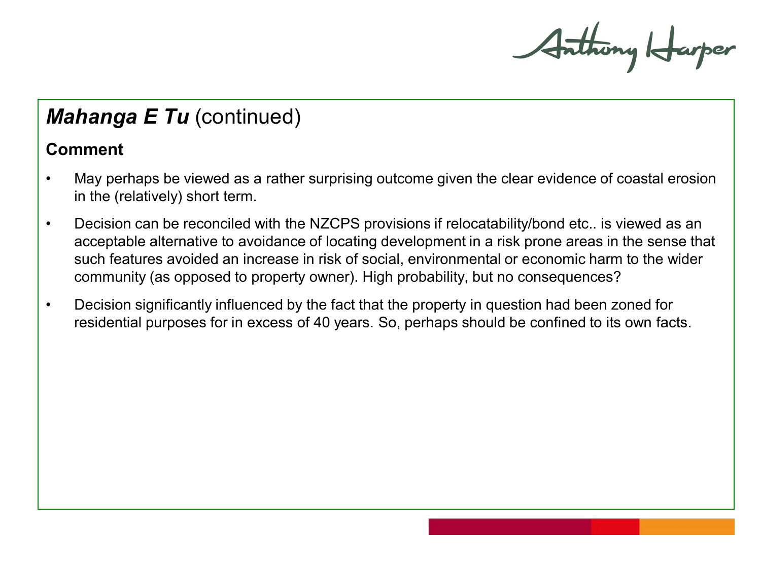## *Mahanga E Tu* (continued)

### Comment

- May perhaps be viewed as a rather surprising outcome given the clear evidence of coastal erosion in the (relatively) short term.
- Decision can be reconciled with the NZCPS provisions if relocatability/bond etc.. is viewed as an acceptable alternative to avoidance of locating development in a risk prone areas in the sense that such features avoided an increase in risk of social, environmental or economic harm to the wider community (as opposed to property owner). High probability, but no consequences?
- Decision significantly influenced by the fact that the property in question had been zoned for residential purposes for in excess of 40 years. So, perhaps should be confined to its own facts.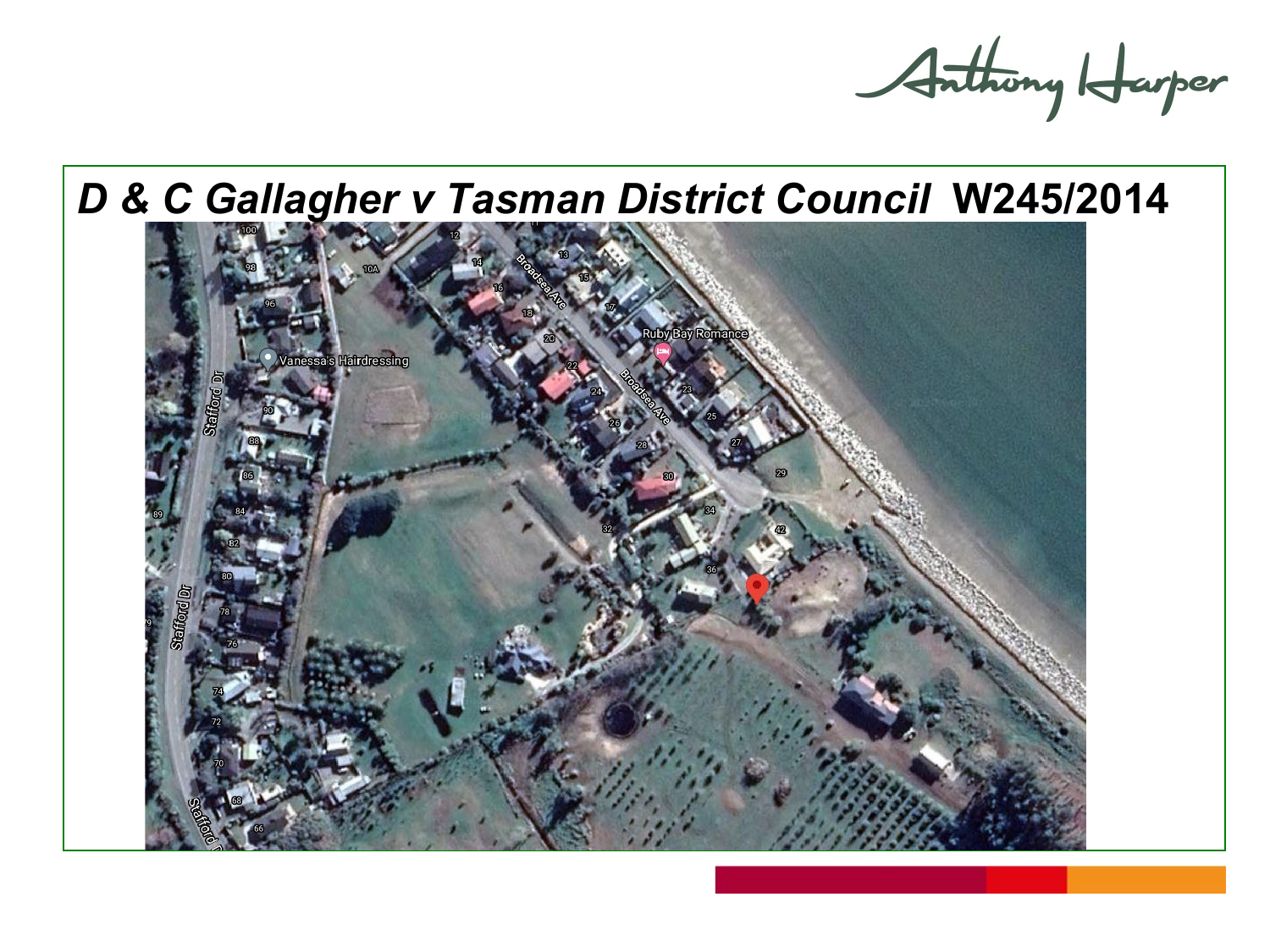## *D & C Gallagher v Tasman District Council* W245/2014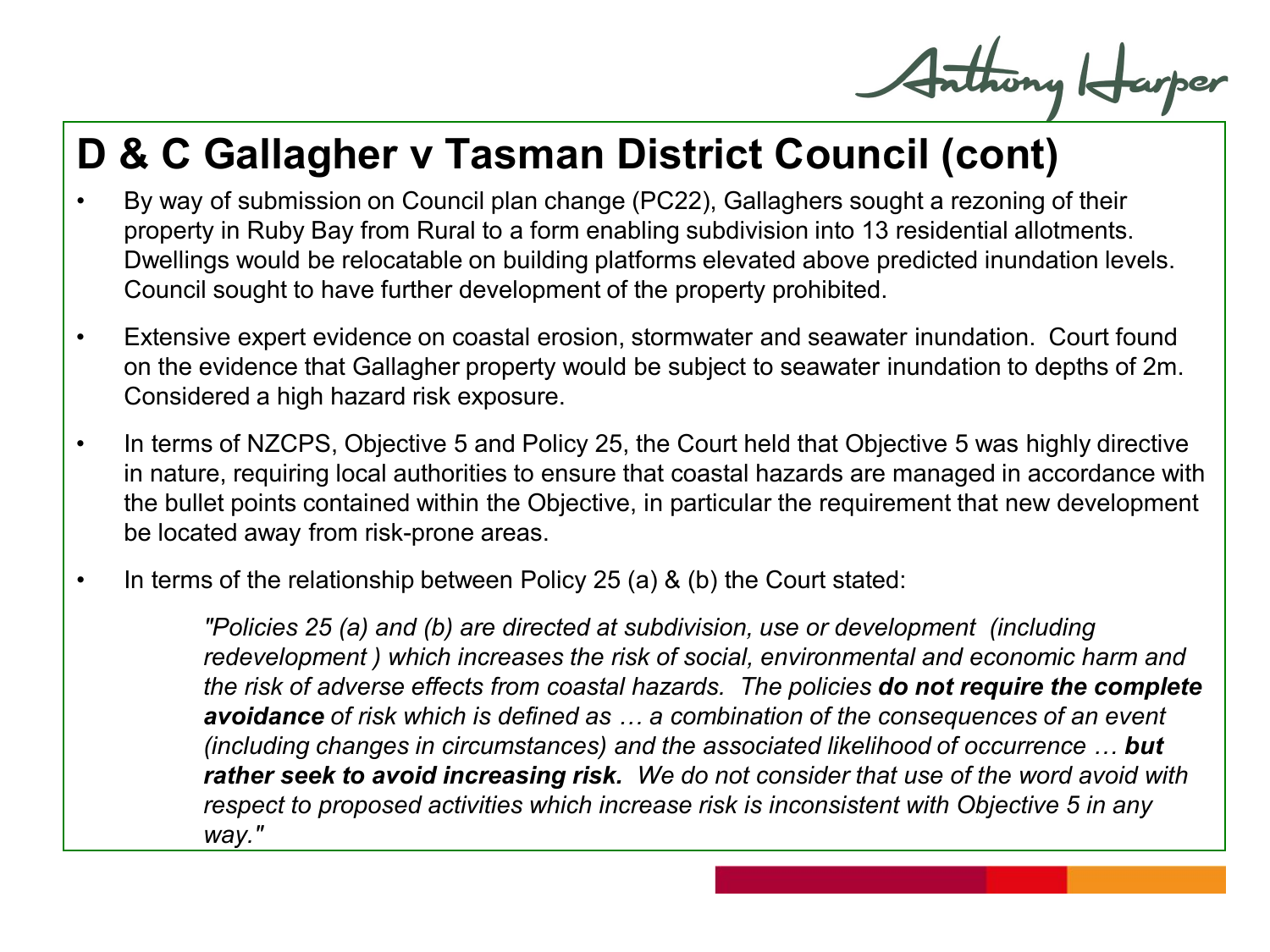# D & C Gallagher v Tasman District Council (cont)

- By way of submission on Council plan change (PC22), Gallaghers sought a rezoning of their property in Ruby Bay from Rural to a form enabling subdivision into 13 residential allotments. Dwellings would be relocatable on building platforms elevated above predicted inundation levels. Council sought to have further development of the property prohibited.
- Extensive expert evidence on coastal erosion, stormwater and seawater inundation. Court found on the evidence that Gallagher property would be subject to seawater inundation to depths of 2m. Considered a high hazard risk exposure.
- In terms of NZCPS, Objective 5 and Policy 25, the Court held that Objective 5 was highly directive in nature, requiring local authorities to ensure that coastal hazards are managed in accordance with the bullet points contained within the Objective, in particular the requirement that new development be located away from risk-prone areas.
- In terms of the relationship between Policy 25 (a) & (b) the Court stated:

> *"Policies 25 (a) and (b) are directed at subdivision, use or development (including redevelopment ) which increases the risk of social, environmental and economic harm and the risk of adverse effects from coastal hazards. The policies* ***do not require the complete avoidance*** *of risk which is defined as … a combination of the consequences of an event (including changes in circumstances) and the associated likelihood of occurrence …* ***but rather seek to avoid increasing risk.*** *We do not consider that use of the word avoid with respect to proposed activities which increase risk is inconsistent with Objective 5 in any way."*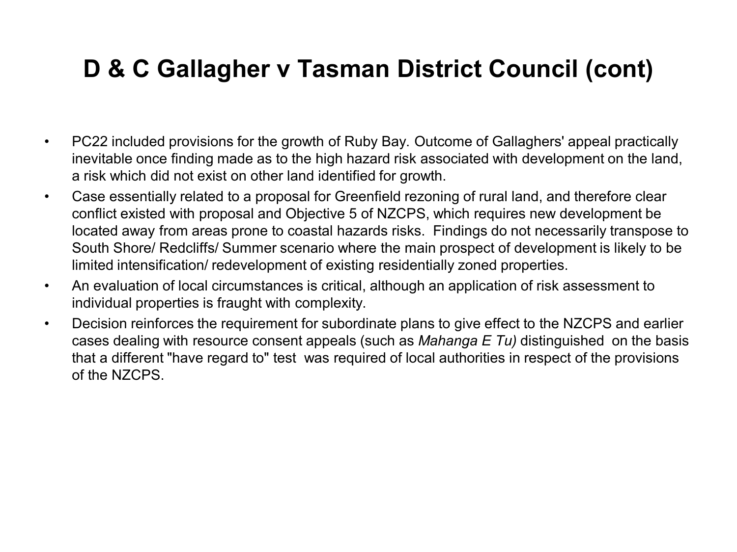# D & C Gallagher v Tasman District Council (cont)

- PC22 included provisions for the growth of Ruby Bay. Outcome of Gallaghers' appeal practically inevitable once finding made as to the high hazard risk associated with development on the land, a risk which did not exist on other land identified for growth.
- Case essentially related to a proposal for Greenfield rezoning of rural land, and therefore clear conflict existed with proposal and Objective 5 of NZCPS, which requires new development be located away from areas prone to coastal hazards risks. Findings do not necessarily transpose to South Shore/ Redcliffs/ Summer scenario where the main prospect of development is likely to be limited intensification/ redevelopment of existing residentially zoned properties.
- An evaluation of local circumstances is critical, although an application of risk assessment to individual properties is fraught with complexity.
- Decision reinforces the requirement for subordinate plans to give effect to the NZCPS and earlier cases dealing with resource consent appeals (such as *Mahanga E Tu)* distinguished on the basis that a different "have regard to" test was required of local authorities in respect of the provisions of the NZCPS.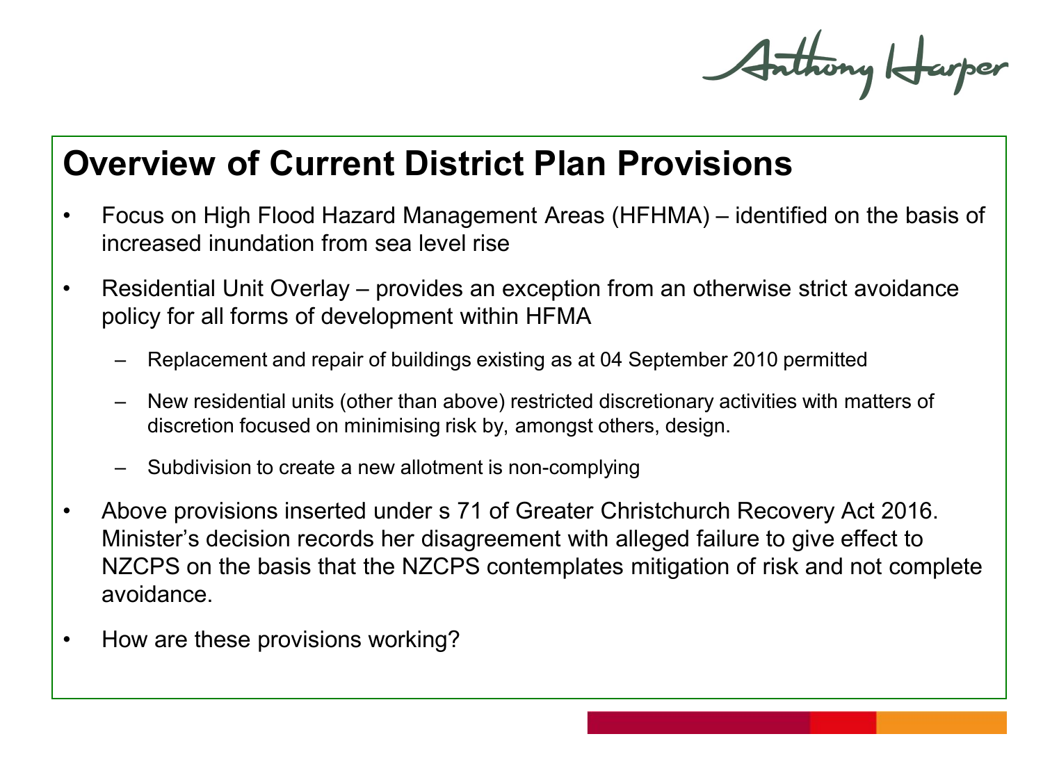# Overview of Current District Plan Provisions

- Focus on High Flood Hazard Management Areas (HFHMA) – identified on the basis of increased inundation from sea level rise
- Residential Unit Overlay – provides an exception from an otherwise strict avoidance policy for all forms of development within HFMA
  - Replacement and repair of buildings existing as at 04 September 2010 permitted
  - New residential units (other than above) restricted discretionary activities with matters of discretion focused on minimising risk by, amongst others, design.
  - Subdivision to create a new allotment is non-complying
- Above provisions inserted under s 71 of Greater Christchurch Recovery Act 2016. Minister's decision records her disagreement with alleged failure to give effect to NZCPS on the basis that the NZCPS contemplates mitigation of risk and not complete avoidance.
- How are these provisions working?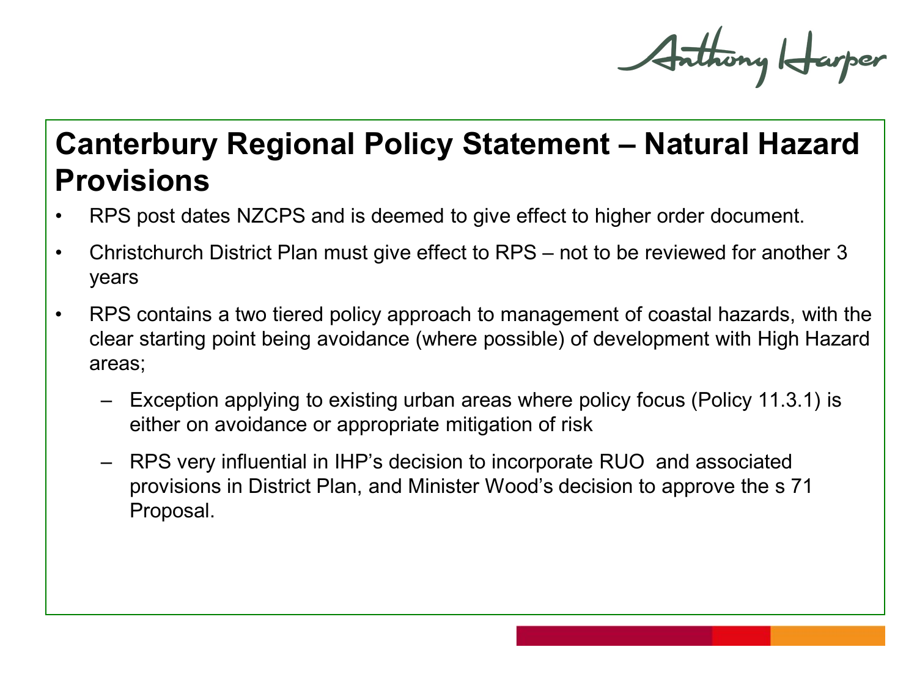# Canterbury Regional Policy Statement – Natural Hazard Provisions

- RPS post dates NZCPS and is deemed to give effect to higher order document.
- Christchurch District Plan must give effect to RPS – not to be reviewed for another 3 years
- RPS contains a two tiered policy approach to management of coastal hazards, with the clear starting point being avoidance (where possible) of development with High Hazard areas;
  - Exception applying to existing urban areas where policy focus (Policy 11.3.1) is either on avoidance or appropriate mitigation of risk
  - RPS very influential in IHP's decision to incorporate RUO and associated provisions in District Plan, and Minister Wood's decision to approve the s 71 Proposal.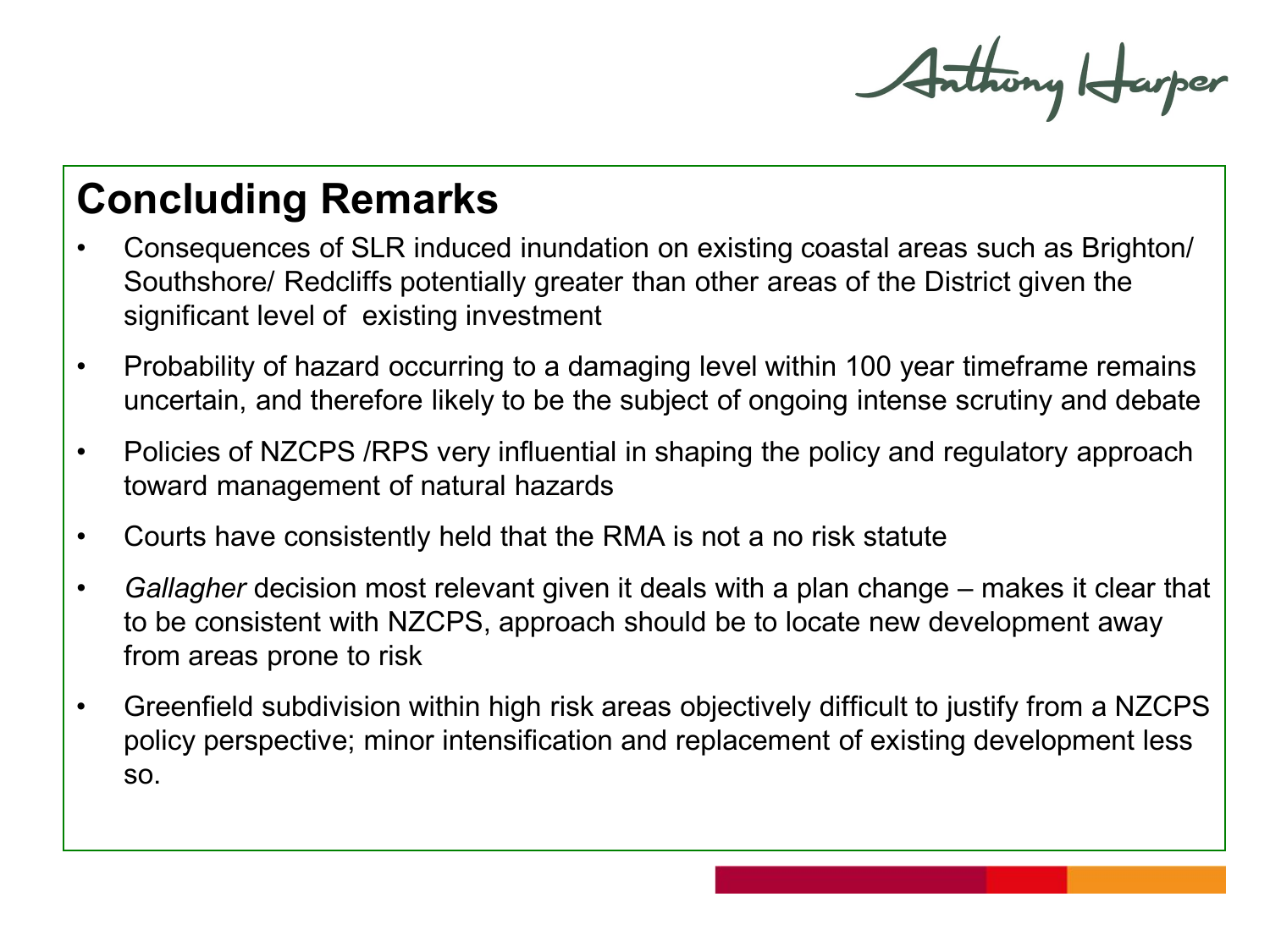## Concluding Remarks

- Consequences of SLR induced inundation on existing coastal areas such as Brighton/ Southshore/ Redcliffs potentially greater than other areas of the District given the significant level of existing investment
- Probability of hazard occurring to a damaging level within 100 year timeframe remains uncertain, and therefore likely to be the subject of ongoing intense scrutiny and debate
- Policies of NZCPS /RPS very influential in shaping the policy and regulatory approach toward management of natural hazards
- Courts have consistently held that the RMA is not a no risk statute
- *Gallagher* decision most relevant given it deals with a plan change – makes it clear that to be consistent with NZCPS, approach should be to locate new development away from areas prone to risk
- Greenfield subdivision within high risk areas objectively difficult to justify from a NZCPS policy perspective; minor intensification and replacement of existing development less so.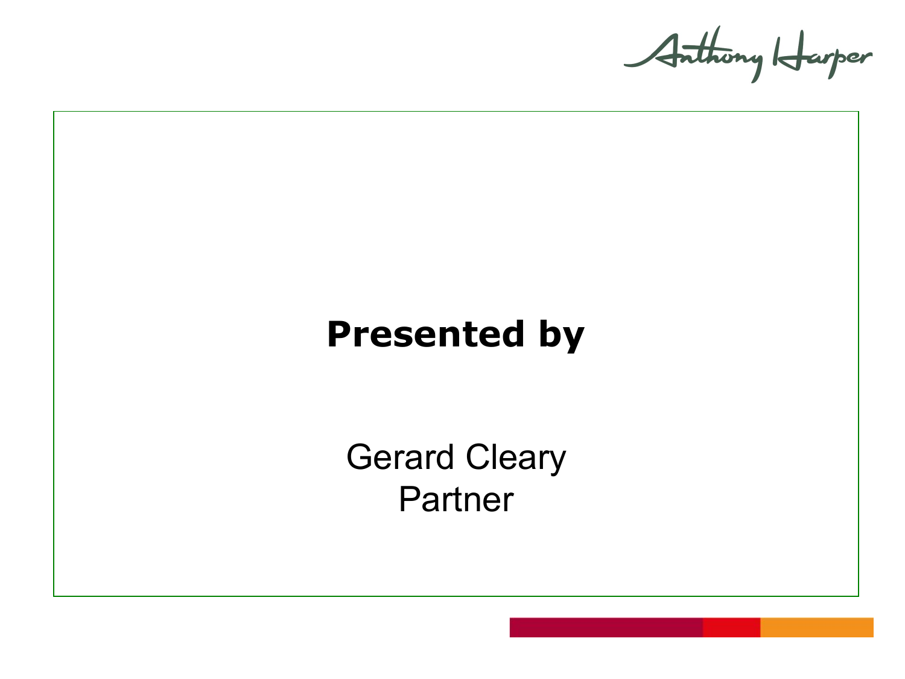Anthony Harper

**Presented by**

Gerard Cleary
Partner